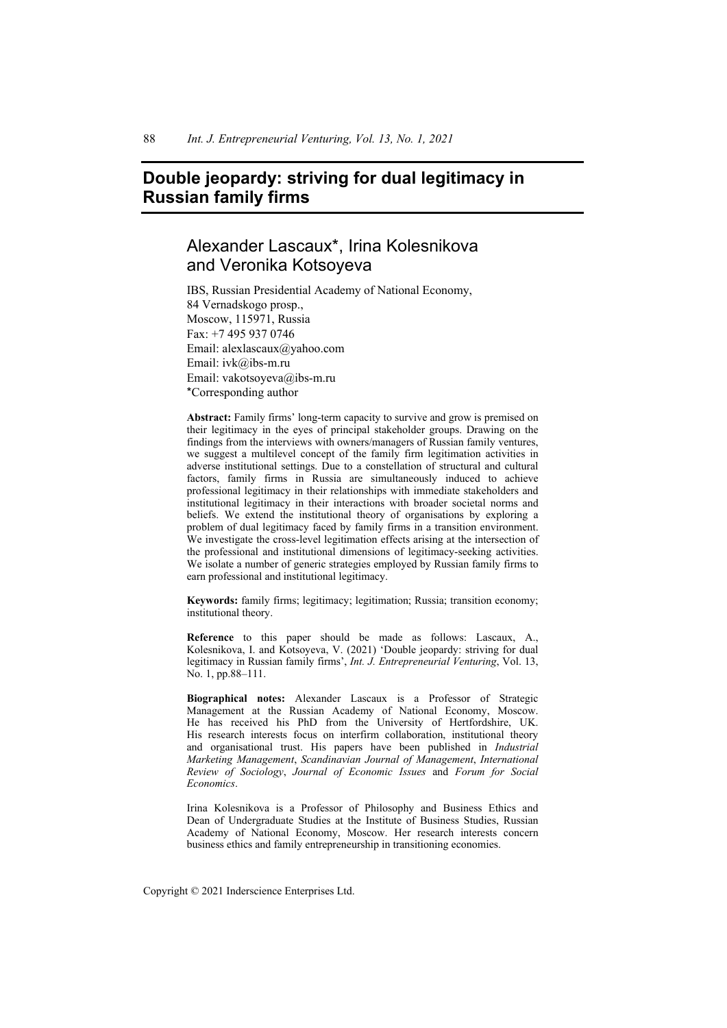# Double jeopardy: striving for dual legitimacy in Russian family firms

## Alexander Lascaux*, Irina Kolesnikova and Veronika Kotsoyeva

IBS, Russian Presidential Academy of National Economy,
84 Vernadskogo prosp.,
Moscow, 115971, Russia
Fax: +7 495 937 0746
Email: alexlascaux@yahoo.com
Email: ivk@ibs-m.ru
Email: vakotsoyeva@ibs-m.ru
*Corresponding author

**Abstract:** Family firms' long-term capacity to survive and grow is premised on their legitimacy in the eyes of principal stakeholder groups. Drawing on the findings from the interviews with owners/managers of Russian family ventures, we suggest a multilevel concept of the family firm legitimation activities in adverse institutional settings. Due to a constellation of structural and cultural factors, family firms in Russia are simultaneously induced to achieve professional legitimacy in their relationships with immediate stakeholders and institutional legitimacy in their interactions with broader societal norms and beliefs. We extend the institutional theory of organisations by exploring a problem of dual legitimacy faced by family firms in a transition environment. We investigate the cross-level legitimation effects arising at the intersection of the professional and institutional dimensions of legitimacy-seeking activities. We isolate a number of generic strategies employed by Russian family firms to earn professional and institutional legitimacy.

**Keywords:** family firms; legitimacy; legitimation; Russia; transition economy; institutional theory.

**Reference** to this paper should be made as follows: Lascaux, A., Kolesnikova, I. and Kotsoyeva, V. (2021) 'Double jeopardy: striving for dual legitimacy in Russian family firms', *Int. J. Entrepreneurial Venturing*, Vol. 13, No. 1, pp.88–111.

**Biographical notes:** Alexander Lascaux is a Professor of Strategic Management at the Russian Academy of National Economy, Moscow. He has received his PhD from the University of Hertfordshire, UK. His research interests focus on interfirm collaboration, institutional theory and organisational trust. His papers have been published in *Industrial Marketing Management*, *Scandinavian Journal of Management*, *International Review of Sociology*, *Journal of Economic Issues* and *Forum for Social Economics*.

Irina Kolesnikova is a Professor of Philosophy and Business Ethics and Dean of Undergraduate Studies at the Institute of Business Studies, Russian Academy of National Economy, Moscow. Her research interests concern business ethics and family entrepreneurship in transitioning economies.

Copyright © 2021 Inderscience Enterprises Ltd.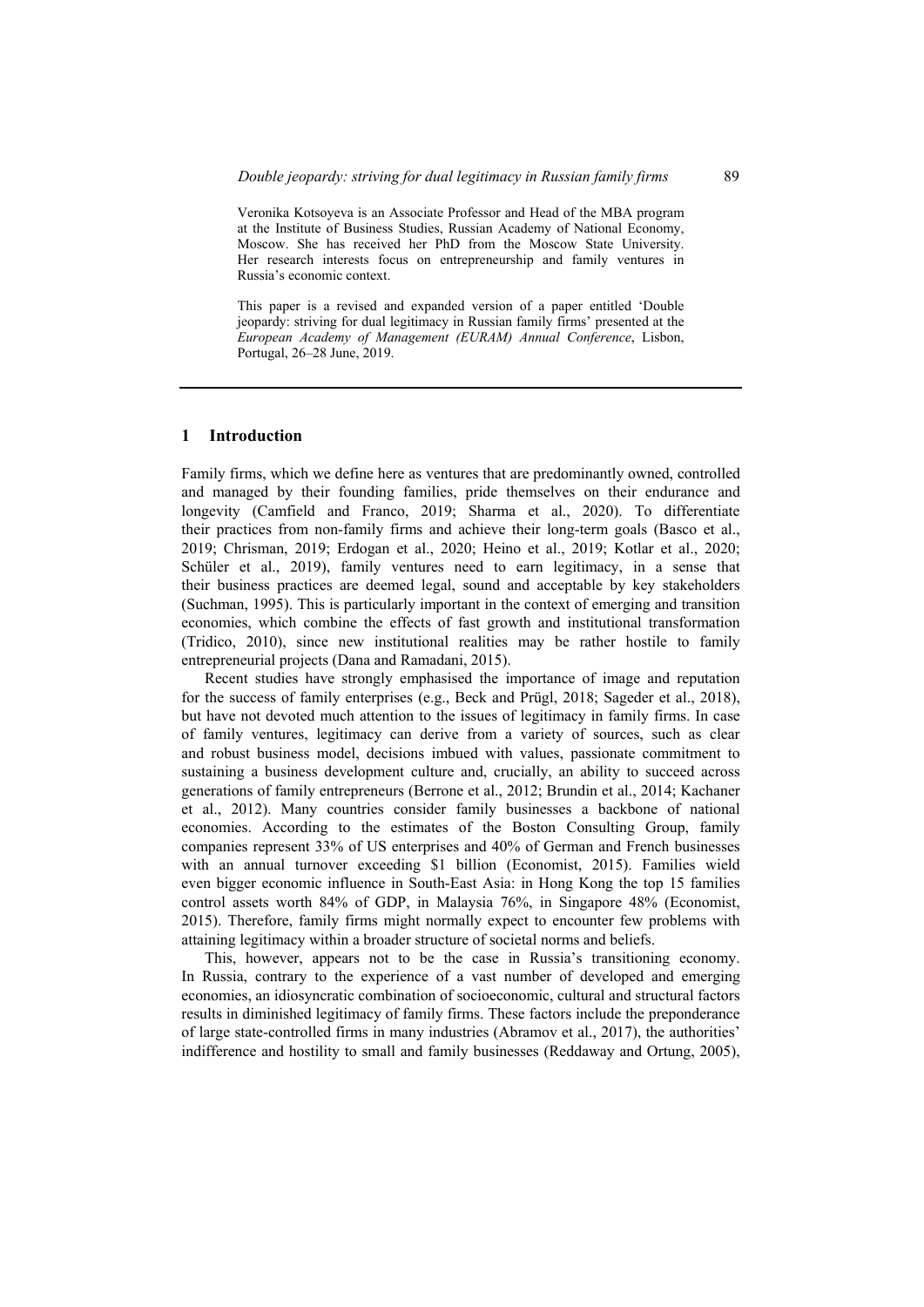Veronika Kotsoyeva is an Associate Professor and Head of the MBA program at the Institute of Business Studies, Russian Academy of National Economy, Moscow. She has received her PhD from the Moscow State University. Her research interests focus on entrepreneurship and family ventures in Russia's economic context.

This paper is a revised and expanded version of a paper entitled 'Double jeopardy: striving for dual legitimacy in Russian family firms' presented at the *European Academy of Management (EURAM) Annual Conference*, Lisbon, Portugal, 26–28 June, 2019.

## 1 Introduction

Family firms, which we define here as ventures that are predominantly owned, controlled and managed by their founding families, pride themselves on their endurance and longevity (Camfield and Franco, 2019; Sharma et al., 2020). To differentiate their practices from non-family firms and achieve their long-term goals (Basco et al., 2019; Chrisman, 2019; Erdogan et al., 2020; Heino et al., 2019; Kotlar et al., 2020; Schüler et al., 2019), family ventures need to earn legitimacy, in a sense that their business practices are deemed legal, sound and acceptable by key stakeholders (Suchman, 1995). This is particularly important in the context of emerging and transition economies, which combine the effects of fast growth and institutional transformation (Tridico, 2010), since new institutional realities may be rather hostile to family entrepreneurial projects (Dana and Ramadani, 2015).

Recent studies have strongly emphasised the importance of image and reputation for the success of family enterprises (e.g., Beck and Prügl, 2018; Sageder et al., 2018), but have not devoted much attention to the issues of legitimacy in family firms. In case of family ventures, legitimacy can derive from a variety of sources, such as clear and robust business model, decisions imbued with values, passionate commitment to sustaining a business development culture and, crucially, an ability to succeed across generations of family entrepreneurs (Berrone et al., 2012; Brundin et al., 2014; Kachaner et al., 2012). Many countries consider family businesses a backbone of national economies. According to the estimates of the Boston Consulting Group, family companies represent 33% of US enterprises and 40% of German and French businesses with an annual turnover exceeding \$1 billion (Economist, 2015). Families wield even bigger economic influence in South-East Asia: in Hong Kong the top 15 families control assets worth 84% of GDP, in Malaysia 76%, in Singapore 48% (Economist, 2015). Therefore, family firms might normally expect to encounter few problems with attaining legitimacy within a broader structure of societal norms and beliefs.

This, however, appears not to be the case in Russia's transitioning economy. In Russia, contrary to the experience of a vast number of developed and emerging economies, an idiosyncratic combination of socioeconomic, cultural and structural factors results in diminished legitimacy of family firms. These factors include the preponderance of large state-controlled firms in many industries (Abramov et al., 2017), the authorities' indifference and hostility to small and family businesses (Reddaway and Ortung, 2005),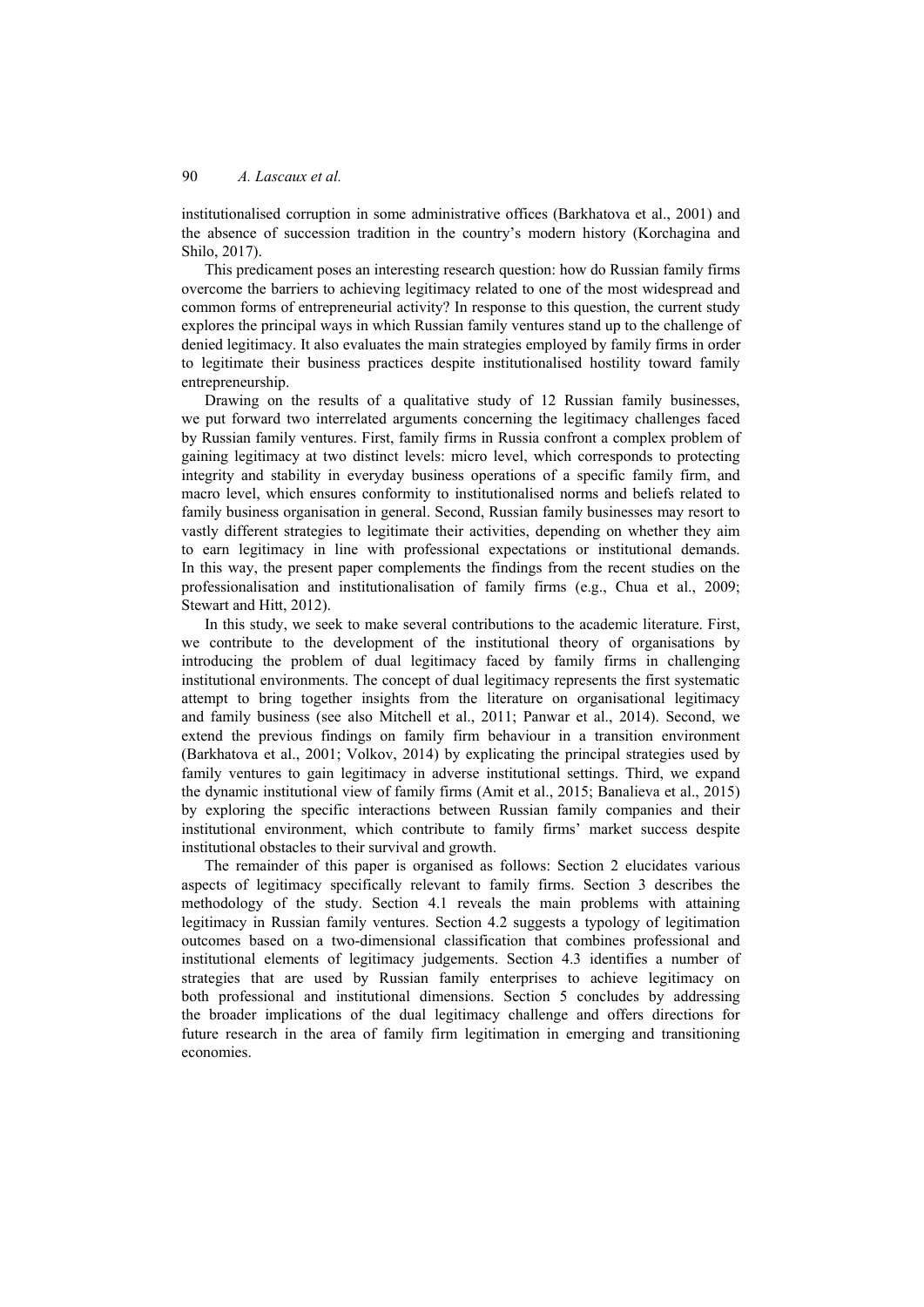institutionalised corruption in some administrative offices (Barkhatova et al., 2001) and the absence of succession tradition in the country's modern history (Korchagina and Shilo, 2017).

This predicament poses an interesting research question: how do Russian family firms overcome the barriers to achieving legitimacy related to one of the most widespread and common forms of entrepreneurial activity? In response to this question, the current study explores the principal ways in which Russian family ventures stand up to the challenge of denied legitimacy. It also evaluates the main strategies employed by family firms in order to legitimate their business practices despite institutionalised hostility toward family entrepreneurship.

Drawing on the results of a qualitative study of 12 Russian family businesses, we put forward two interrelated arguments concerning the legitimacy challenges faced by Russian family ventures. First, family firms in Russia confront a complex problem of gaining legitimacy at two distinct levels: micro level, which corresponds to protecting integrity and stability in everyday business operations of a specific family firm, and macro level, which ensures conformity to institutionalised norms and beliefs related to family business organisation in general. Second, Russian family businesses may resort to vastly different strategies to legitimate their activities, depending on whether they aim to earn legitimacy in line with professional expectations or institutional demands. In this way, the present paper complements the findings from the recent studies on the professionalisation and institutionalisation of family firms (e.g., Chua et al., 2009; Stewart and Hitt, 2012).

In this study, we seek to make several contributions to the academic literature. First, we contribute to the development of the institutional theory of organisations by introducing the problem of dual legitimacy faced by family firms in challenging institutional environments. The concept of dual legitimacy represents the first systematic attempt to bring together insights from the literature on organisational legitimacy and family business (see also Mitchell et al., 2011; Panwar et al., 2014). Second, we extend the previous findings on family firm behaviour in a transition environment (Barkhatova et al., 2001; Volkov, 2014) by explicating the principal strategies used by family ventures to gain legitimacy in adverse institutional settings. Third, we expand the dynamic institutional view of family firms (Amit et al., 2015; Banalieva et al., 2015) by exploring the specific interactions between Russian family companies and their institutional environment, which contribute to family firms' market success despite institutional obstacles to their survival and growth.

The remainder of this paper is organised as follows: Section 2 elucidates various aspects of legitimacy specifically relevant to family firms. Section 3 describes the methodology of the study. Section 4.1 reveals the main problems with attaining legitimacy in Russian family ventures. Section 4.2 suggests a typology of legitimation outcomes based on a two-dimensional classification that combines professional and institutional elements of legitimacy judgements. Section 4.3 identifies a number of strategies that are used by Russian family enterprises to achieve legitimacy on both professional and institutional dimensions. Section 5 concludes by addressing the broader implications of the dual legitimacy challenge and offers directions for future research in the area of family firm legitimation in emerging and transitioning economies.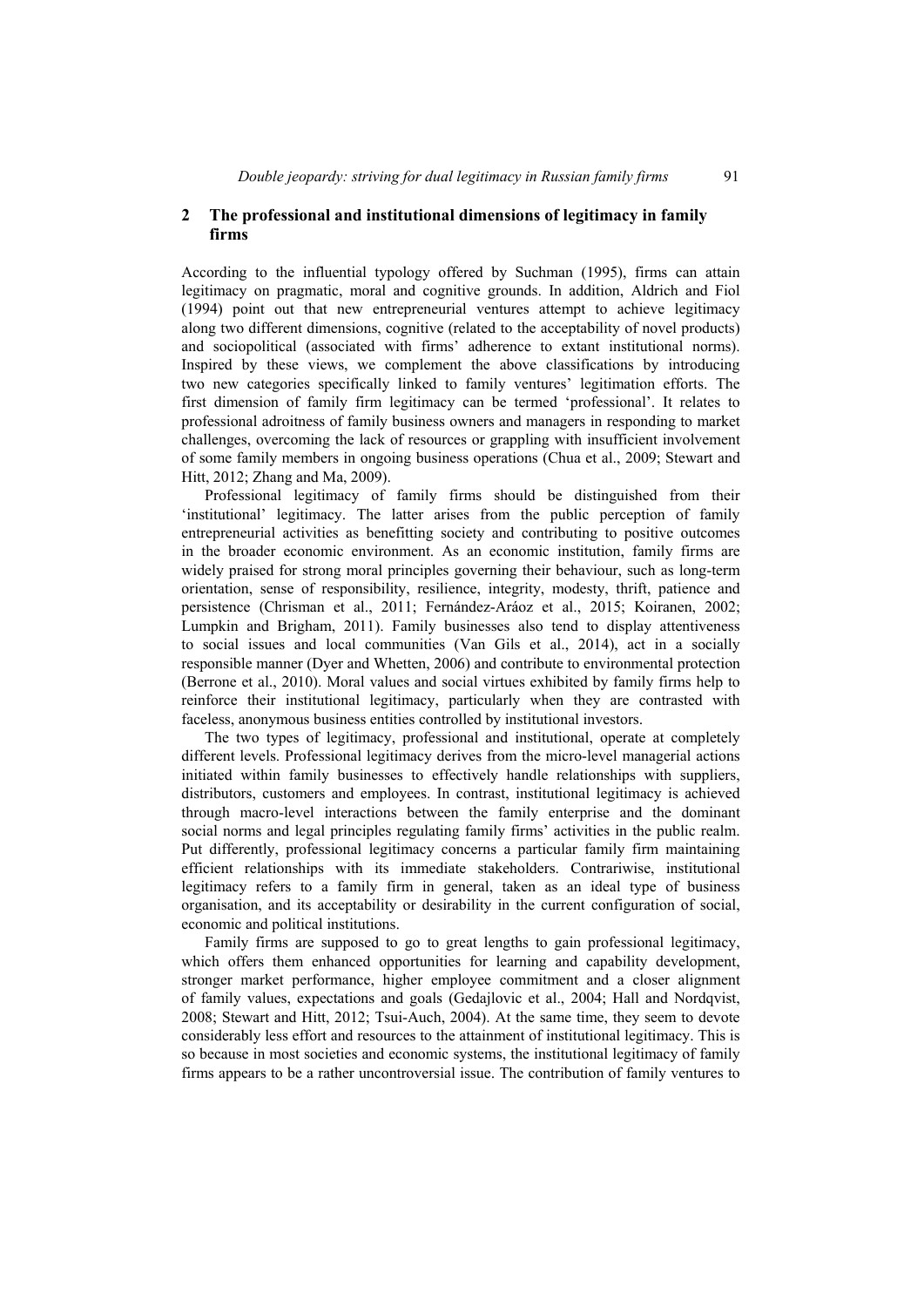## 2 The professional and institutional dimensions of legitimacy in family firms

According to the influential typology offered by Suchman (1995), firms can attain legitimacy on pragmatic, moral and cognitive grounds. In addition, Aldrich and Fiol (1994) point out that new entrepreneurial ventures attempt to achieve legitimacy along two different dimensions, cognitive (related to the acceptability of novel products) and sociopolitical (associated with firms' adherence to extant institutional norms). Inspired by these views, we complement the above classifications by introducing two new categories specifically linked to family ventures' legitimation efforts. The first dimension of family firm legitimacy can be termed 'professional'. It relates to professional adroitness of family business owners and managers in responding to market challenges, overcoming the lack of resources or grappling with insufficient involvement of some family members in ongoing business operations (Chua et al., 2009; Stewart and Hitt, 2012; Zhang and Ma, 2009).

Professional legitimacy of family firms should be distinguished from their 'institutional' legitimacy. The latter arises from the public perception of family entrepreneurial activities as benefitting society and contributing to positive outcomes in the broader economic environment. As an economic institution, family firms are widely praised for strong moral principles governing their behaviour, such as long-term orientation, sense of responsibility, resilience, integrity, modesty, thrift, patience and persistence (Chrisman et al., 2011; Fernández-Aráoz et al., 2015; Koiranen, 2002; Lumpkin and Brigham, 2011). Family businesses also tend to display attentiveness to social issues and local communities (Van Gils et al., 2014), act in a socially responsible manner (Dyer and Whetten, 2006) and contribute to environmental protection (Berrone et al., 2010). Moral values and social virtues exhibited by family firms help to reinforce their institutional legitimacy, particularly when they are contrasted with faceless, anonymous business entities controlled by institutional investors.

The two types of legitimacy, professional and institutional, operate at completely different levels. Professional legitimacy derives from the micro-level managerial actions initiated within family businesses to effectively handle relationships with suppliers, distributors, customers and employees. In contrast, institutional legitimacy is achieved through macro-level interactions between the family enterprise and the dominant social norms and legal principles regulating family firms' activities in the public realm. Put differently, professional legitimacy concerns a particular family firm maintaining efficient relationships with its immediate stakeholders. Contrariwise, institutional legitimacy refers to a family firm in general, taken as an ideal type of business organisation, and its acceptability or desirability in the current configuration of social, economic and political institutions.

Family firms are supposed to go to great lengths to gain professional legitimacy, which offers them enhanced opportunities for learning and capability development, stronger market performance, higher employee commitment and a closer alignment of family values, expectations and goals (Gedajlovic et al., 2004; Hall and Nordqvist, 2008; Stewart and Hitt, 2012; Tsui-Auch, 2004). At the same time, they seem to devote considerably less effort and resources to the attainment of institutional legitimacy. This is so because in most societies and economic systems, the institutional legitimacy of family firms appears to be a rather uncontroversial issue. The contribution of family ventures to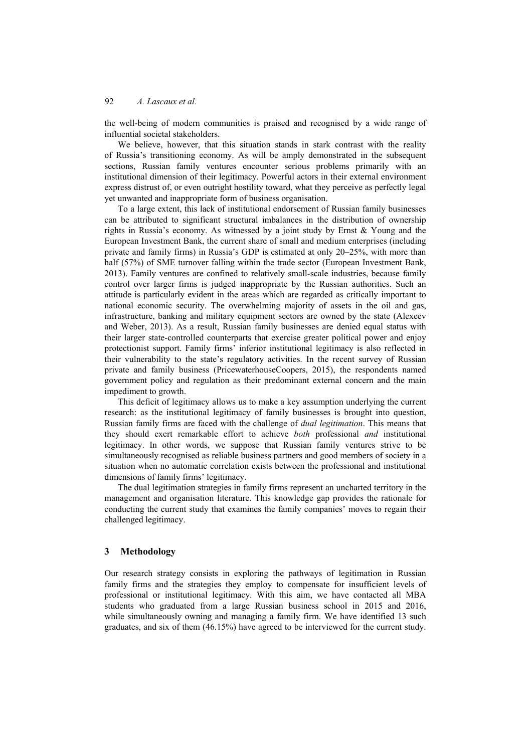the well-being of modern communities is praised and recognised by a wide range of influential societal stakeholders.

We believe, however, that this situation stands in stark contrast with the reality of Russia's transitioning economy. As will be amply demonstrated in the subsequent sections, Russian family ventures encounter serious problems primarily with an institutional dimension of their legitimacy. Powerful actors in their external environment express distrust of, or even outright hostility toward, what they perceive as perfectly legal yet unwanted and inappropriate form of business organisation.

To a large extent, this lack of institutional endorsement of Russian family businesses can be attributed to significant structural imbalances in the distribution of ownership rights in Russia's economy. As witnessed by a joint study by Ernst & Young and the European Investment Bank, the current share of small and medium enterprises (including private and family firms) in Russia's GDP is estimated at only 20–25%, with more than half (57%) of SME turnover falling within the trade sector (European Investment Bank, 2013). Family ventures are confined to relatively small-scale industries, because family control over larger firms is judged inappropriate by the Russian authorities. Such an attitude is particularly evident in the areas which are regarded as critically important to national economic security. The overwhelming majority of assets in the oil and gas, infrastructure, banking and military equipment sectors are owned by the state (Alexeev and Weber, 2013). As a result, Russian family businesses are denied equal status with their larger state-controlled counterparts that exercise greater political power and enjoy protectionist support. Family firms' inferior institutional legitimacy is also reflected in their vulnerability to the state's regulatory activities. In the recent survey of Russian private and family business (PricewaterhouseCoopers, 2015), the respondents named government policy and regulation as their predominant external concern and the main impediment to growth.

This deficit of legitimacy allows us to make a key assumption underlying the current research: as the institutional legitimacy of family businesses is brought into question, Russian family firms are faced with the challenge of *dual legitimation*. This means that they should exert remarkable effort to achieve *both* professional *and* institutional legitimacy. In other words, we suppose that Russian family ventures strive to be simultaneously recognised as reliable business partners and good members of society in a situation when no automatic correlation exists between the professional and institutional dimensions of family firms' legitimacy.

The dual legitimation strategies in family firms represent an uncharted territory in the management and organisation literature. This knowledge gap provides the rationale for conducting the current study that examines the family companies' moves to regain their challenged legitimacy.

## 3 Methodology

Our research strategy consists in exploring the pathways of legitimation in Russian family firms and the strategies they employ to compensate for insufficient levels of professional or institutional legitimacy. With this aim, we have contacted all MBA students who graduated from a large Russian business school in 2015 and 2016, while simultaneously owning and managing a family firm. We have identified 13 such graduates, and six of them (46.15%) have agreed to be interviewed for the current study.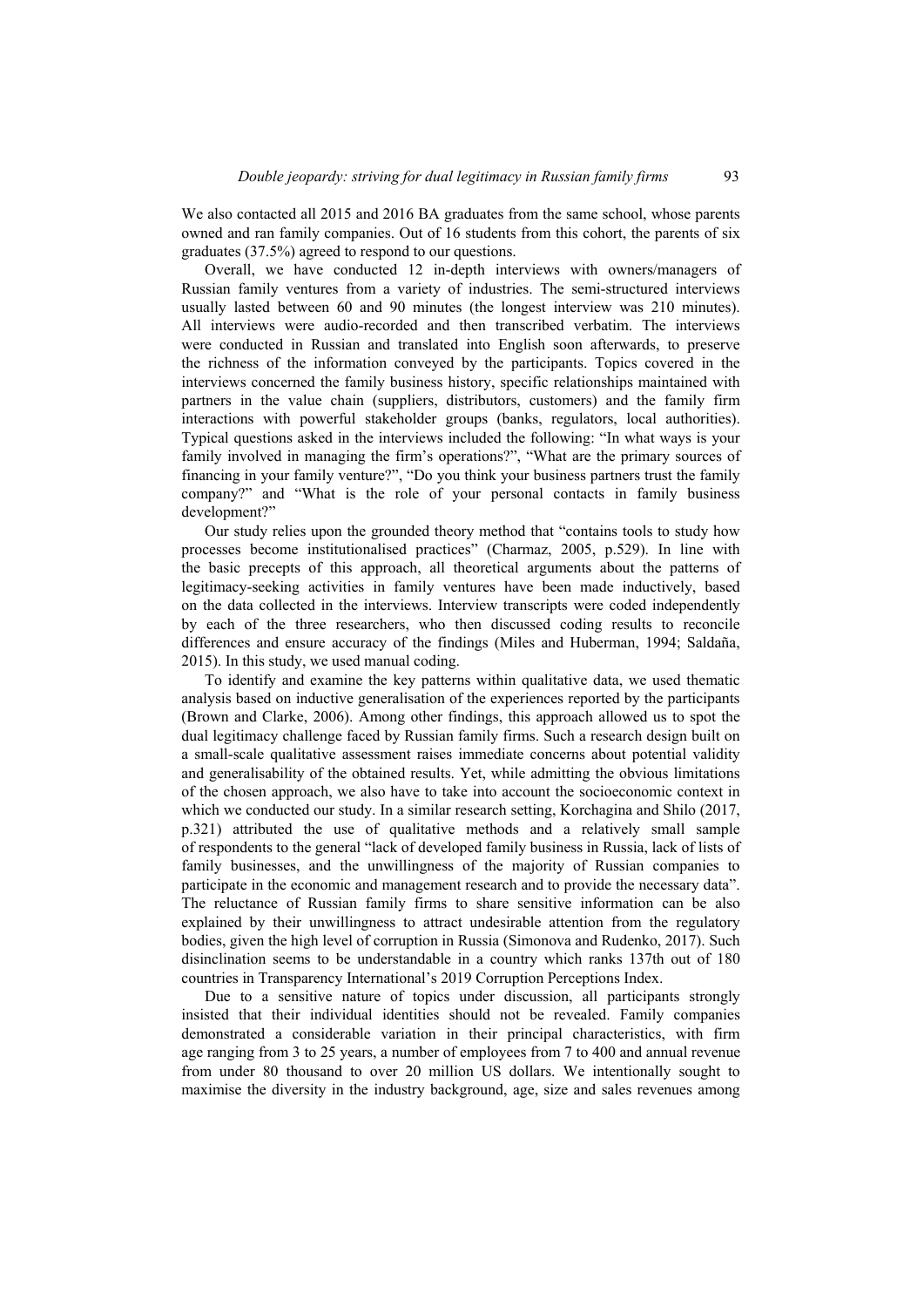We also contacted all 2015 and 2016 BA graduates from the same school, whose parents owned and ran family companies. Out of 16 students from this cohort, the parents of six graduates (37.5%) agreed to respond to our questions.

Overall, we have conducted 12 in-depth interviews with owners/managers of Russian family ventures from a variety of industries. The semi-structured interviews usually lasted between 60 and 90 minutes (the longest interview was 210 minutes). All interviews were audio-recorded and then transcribed verbatim. The interviews were conducted in Russian and translated into English soon afterwards, to preserve the richness of the information conveyed by the participants. Topics covered in the interviews concerned the family business history, specific relationships maintained with partners in the value chain (suppliers, distributors, customers) and the family firm interactions with powerful stakeholder groups (banks, regulators, local authorities). Typical questions asked in the interviews included the following: "In what ways is your family involved in managing the firm's operations?", "What are the primary sources of financing in your family venture?", "Do you think your business partners trust the family company?" and "What is the role of your personal contacts in family business development?"

Our study relies upon the grounded theory method that "contains tools to study how processes become institutionalised practices" (Charmaz, 2005, p.529). In line with the basic precepts of this approach, all theoretical arguments about the patterns of legitimacy-seeking activities in family ventures have been made inductively, based on the data collected in the interviews. Interview transcripts were coded independently by each of the three researchers, who then discussed coding results to reconcile differences and ensure accuracy of the findings (Miles and Huberman, 1994; Saldaña, 2015). In this study, we used manual coding.

To identify and examine the key patterns within qualitative data, we used thematic analysis based on inductive generalisation of the experiences reported by the participants (Brown and Clarke, 2006). Among other findings, this approach allowed us to spot the dual legitimacy challenge faced by Russian family firms. Such a research design built on a small-scale qualitative assessment raises immediate concerns about potential validity and generalisability of the obtained results. Yet, while admitting the obvious limitations of the chosen approach, we also have to take into account the socioeconomic context in which we conducted our study. In a similar research setting, Korchagina and Shilo (2017, p.321) attributed the use of qualitative methods and a relatively small sample of respondents to the general "lack of developed family business in Russia, lack of lists of family businesses, and the unwillingness of the majority of Russian companies to participate in the economic and management research and to provide the necessary data". The reluctance of Russian family firms to share sensitive information can be also explained by their unwillingness to attract undesirable attention from the regulatory bodies, given the high level of corruption in Russia (Simonova and Rudenko, 2017). Such disinclination seems to be understandable in a country which ranks 137th out of 180 countries in Transparency International's 2019 Corruption Perceptions Index.

Due to a sensitive nature of topics under discussion, all participants strongly insisted that their individual identities should not be revealed. Family companies demonstrated a considerable variation in their principal characteristics, with firm age ranging from 3 to 25 years, a number of employees from 7 to 400 and annual revenue from under 80 thousand to over 20 million US dollars. We intentionally sought to maximise the diversity in the industry background, age, size and sales revenues among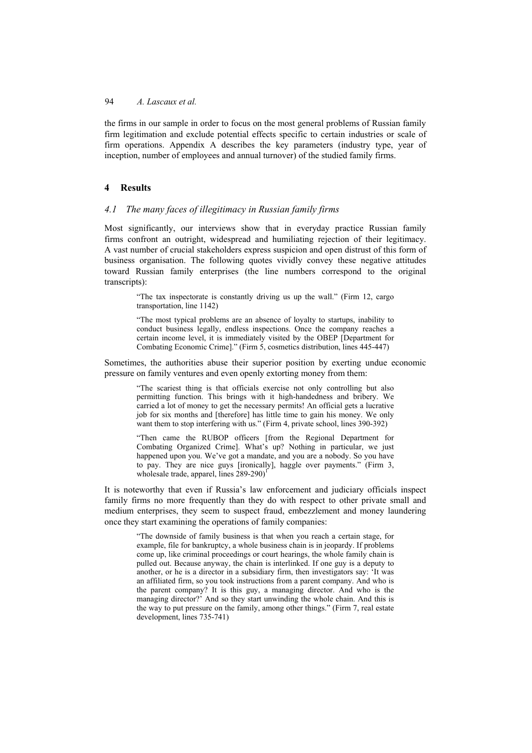the firms in our sample in order to focus on the most general problems of Russian family firm legitimation and exclude potential effects specific to certain industries or scale of firm operations. Appendix A describes the key parameters (industry type, year of inception, number of employees and annual turnover) of the studied family firms.

## 4 Results

### *4.1 The many faces of illegitimacy in Russian family firms*

Most significantly, our interviews show that in everyday practice Russian family firms confront an outright, widespread and humiliating rejection of their legitimacy. A vast number of crucial stakeholders express suspicion and open distrust of this form of business organisation. The following quotes vividly convey these negative attitudes toward Russian family enterprises (the line numbers correspond to the original transcripts):

> "The tax inspectorate is constantly driving us up the wall." (Firm 12, cargo transportation, line 1142)

> "The most typical problems are an absence of loyalty to startups, inability to conduct business legally, endless inspections. Once the company reaches a certain income level, it is immediately visited by the OBEP [Department for Combating Economic Crime]." (Firm 5, cosmetics distribution, lines 445-447)

Sometimes, the authorities abuse their superior position by exerting undue economic pressure on family ventures and even openly extorting money from them:

> "The scariest thing is that officials exercise not only controlling but also permitting function. This brings with it high-handedness and bribery. We carried a lot of money to get the necessary permits! An official gets a lucrative job for six months and [therefore] has little time to gain his money. We only want them to stop interfering with us." (Firm 4, private school, lines 390-392)

> "Then came the RUBOP officers [from the Regional Department for Combating Organized Crime]. What's up? Nothing in particular, we just happened upon you. We've got a mandate, and you are a nobody. So you have to pay. They are nice guys [ironically], haggle over payments." (Firm 3, wholesale trade, apparel, lines 289-290)[1]

It is noteworthy that even if Russia's law enforcement and judiciary officials inspect family firms no more frequently than they do with respect to other private small and medium enterprises, they seem to suspect fraud, embezzlement and money laundering once they start examining the operations of family companies:

> "The downside of family business is that when you reach a certain stage, for example, file for bankruptcy, a whole business chain is in jeopardy. If problems come up, like criminal proceedings or court hearings, the whole family chain is pulled out. Because anyway, the chain is interlinked. If one guy is a deputy to another, or he is a director in a subsidiary firm, then investigators say: 'It was an affiliated firm, so you took instructions from a parent company. And who is the parent company? It is this guy, a managing director. And who is the managing director?' And so they start unwinding the whole chain. And this is the way to put pressure on the family, among other things." (Firm 7, real estate development, lines 735-741)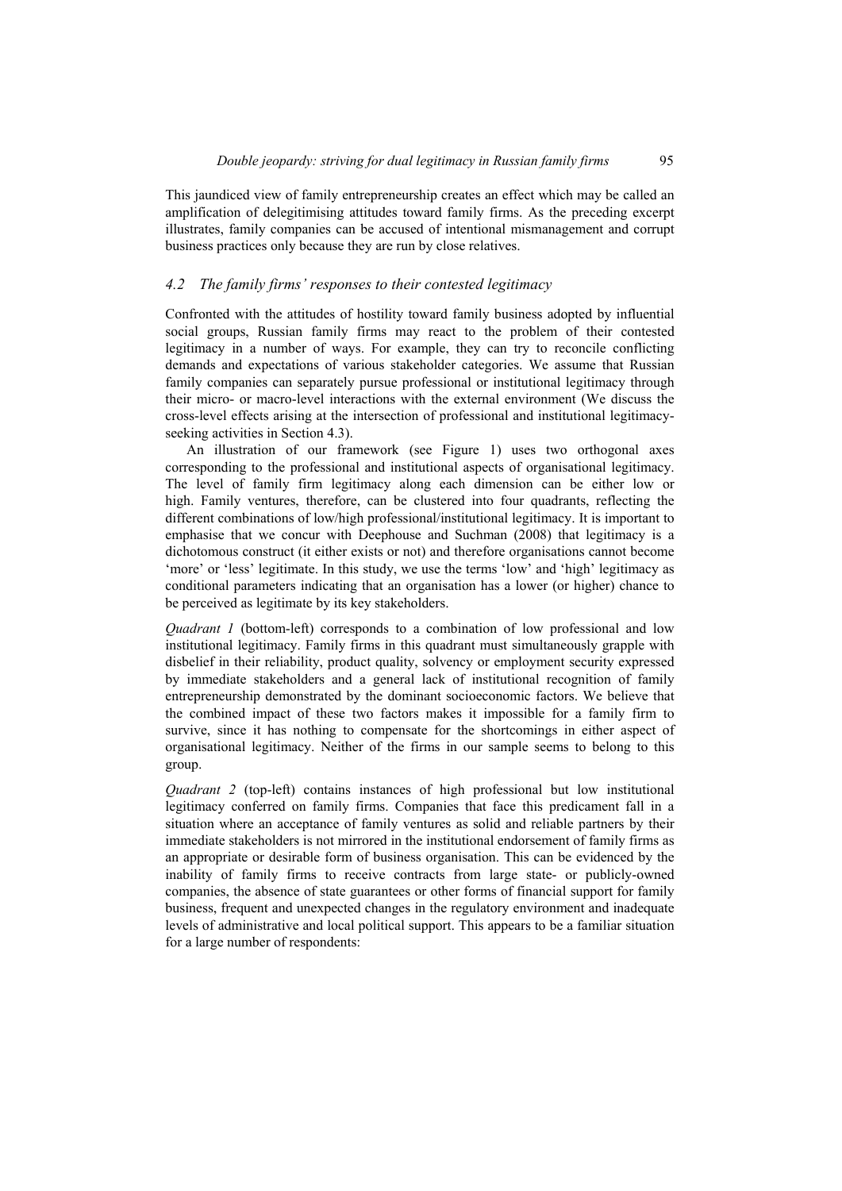This jaundiced view of family entrepreneurship creates an effect which may be called an amplification of delegitimising attitudes toward family firms. As the preceding excerpt illustrates, family companies can be accused of intentional mismanagement and corrupt business practices only because they are run by close relatives.

### *4.2 The family firms' responses to their contested legitimacy*

Confronted with the attitudes of hostility toward family business adopted by influential social groups, Russian family firms may react to the problem of their contested legitimacy in a number of ways. For example, they can try to reconcile conflicting demands and expectations of various stakeholder categories. We assume that Russian family companies can separately pursue professional or institutional legitimacy through their micro- or macro-level interactions with the external environment (We discuss the cross-level effects arising at the intersection of professional and institutional legitimacy-seeking activities in Section 4.3).

An illustration of our framework (see Figure 1) uses two orthogonal axes corresponding to the professional and institutional aspects of organisational legitimacy. The level of family firm legitimacy along each dimension can be either low or high. Family ventures, therefore, can be clustered into four quadrants, reflecting the different combinations of low/high professional/institutional legitimacy. It is important to emphasise that we concur with Deephouse and Suchman (2008) that legitimacy is a dichotomous construct (it either exists or not) and therefore organisations cannot become 'more' or 'less' legitimate. In this study, we use the terms 'low' and 'high' legitimacy as conditional parameters indicating that an organisation has a lower (or higher) chance to be perceived as legitimate by its key stakeholders.

*Quadrant 1* (bottom-left) corresponds to a combination of low professional and low institutional legitimacy. Family firms in this quadrant must simultaneously grapple with disbelief in their reliability, product quality, solvency or employment security expressed by immediate stakeholders and a general lack of institutional recognition of family entrepreneurship demonstrated by the dominant socioeconomic factors. We believe that the combined impact of these two factors makes it impossible for a family firm to survive, since it has nothing to compensate for the shortcomings in either aspect of organisational legitimacy. Neither of the firms in our sample seems to belong to this group.

*Quadrant 2* (top-left) contains instances of high professional but low institutional legitimacy conferred on family firms. Companies that face this predicament fall in a situation where an acceptance of family ventures as solid and reliable partners by their immediate stakeholders is not mirrored in the institutional endorsement of family firms as an appropriate or desirable form of business organisation. This can be evidenced by the inability of family firms to receive contracts from large state- or publicly-owned companies, the absence of state guarantees or other forms of financial support for family business, frequent and unexpected changes in the regulatory environment and inadequate levels of administrative and local political support. This appears to be a familiar situation for a large number of respondents: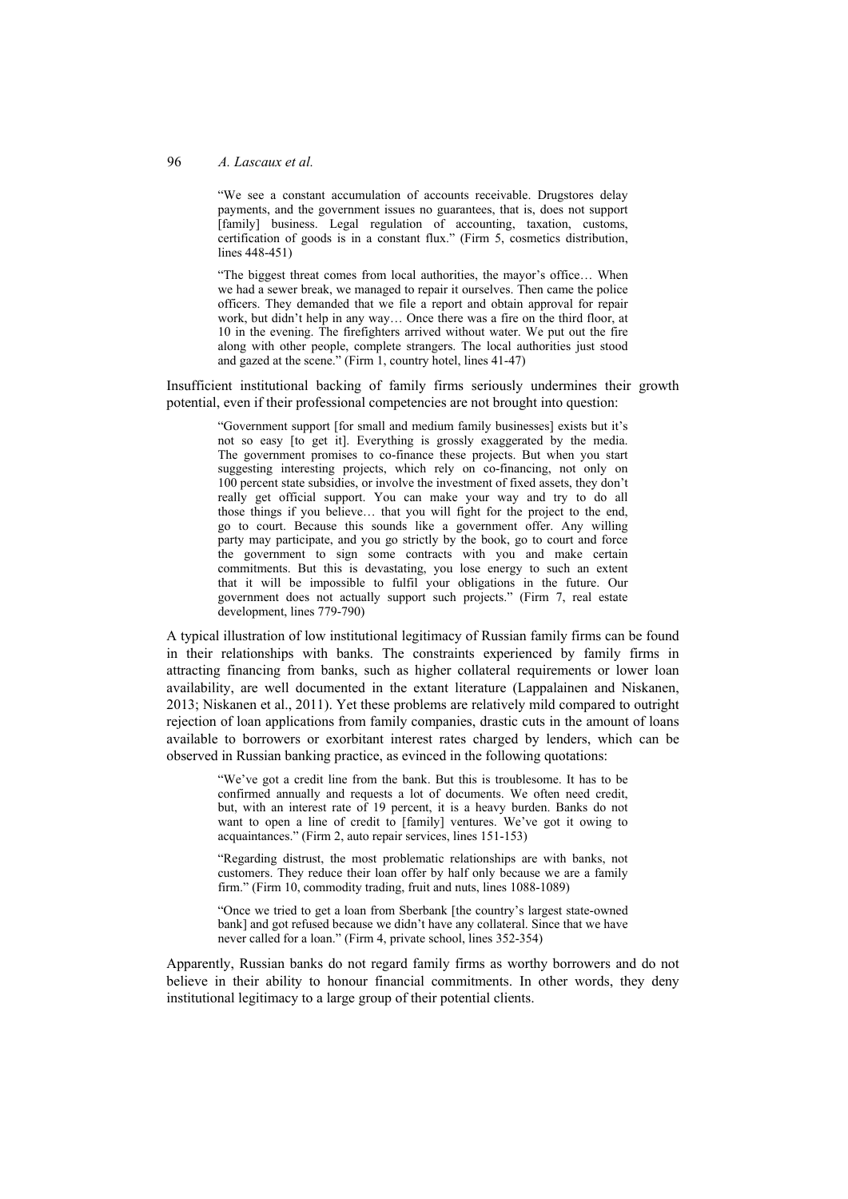> "We see a constant accumulation of accounts receivable. Drugstores delay payments, and the government issues no guarantees, that is, does not support [family] business. Legal regulation of accounting, taxation, customs, certification of goods is in a constant flux." (Firm 5, cosmetics distribution, lines 448-451)

> "The biggest threat comes from local authorities, the mayor's office… When we had a sewer break, we managed to repair it ourselves. Then came the police officers. They demanded that we file a report and obtain approval for repair work, but didn't help in any way… Once there was a fire on the third floor, at 10 in the evening. The firefighters arrived without water. We put out the fire along with other people, complete strangers. The local authorities just stood and gazed at the scene." (Firm 1, country hotel, lines 41-47)

Insufficient institutional backing of family firms seriously undermines their growth potential, even if their professional competencies are not brought into question:

> "Government support [for small and medium family businesses] exists but it's not so easy [to get it]. Everything is grossly exaggerated by the media. The government promises to co-finance these projects. But when you start suggesting interesting projects, which rely on co-financing, not only on 100 percent state subsidies, or involve the investment of fixed assets, they don't really get official support. You can make your way and try to do all those things if you believe… that you will fight for the project to the end, go to court. Because this sounds like a government offer. Any willing party may participate, and you go strictly by the book, go to court and force the government to sign some contracts with you and make certain commitments. But this is devastating, you lose energy to such an extent that it will be impossible to fulfil your obligations in the future. Our government does not actually support such projects." (Firm 7, real estate development, lines 779-790)

A typical illustration of low institutional legitimacy of Russian family firms can be found in their relationships with banks. The constraints experienced by family firms in attracting financing from banks, such as higher collateral requirements or lower loan availability, are well documented in the extant literature (Lappalainen and Niskanen, 2013; Niskanen et al., 2011). Yet these problems are relatively mild compared to outright rejection of loan applications from family companies, drastic cuts in the amount of loans available to borrowers or exorbitant interest rates charged by lenders, which can be observed in Russian banking practice, as evinced in the following quotations:

> "We've got a credit line from the bank. But this is troublesome. It has to be confirmed annually and requests a lot of documents. We often need credit, but, with an interest rate of 19 percent, it is a heavy burden. Banks do not want to open a line of credit to [family] ventures. We've got it owing to acquaintances." (Firm 2, auto repair services, lines 151-153)

> "Regarding distrust, the most problematic relationships are with banks, not customers. They reduce their loan offer by half only because we are a family firm." (Firm 10, commodity trading, fruit and nuts, lines 1088-1089)

> "Once we tried to get a loan from Sberbank [the country's largest state-owned bank] and got refused because we didn't have any collateral. Since that we have never called for a loan." (Firm 4, private school, lines 352-354)

Apparently, Russian banks do not regard family firms as worthy borrowers and do not believe in their ability to honour financial commitments. In other words, they deny institutional legitimacy to a large group of their potential clients.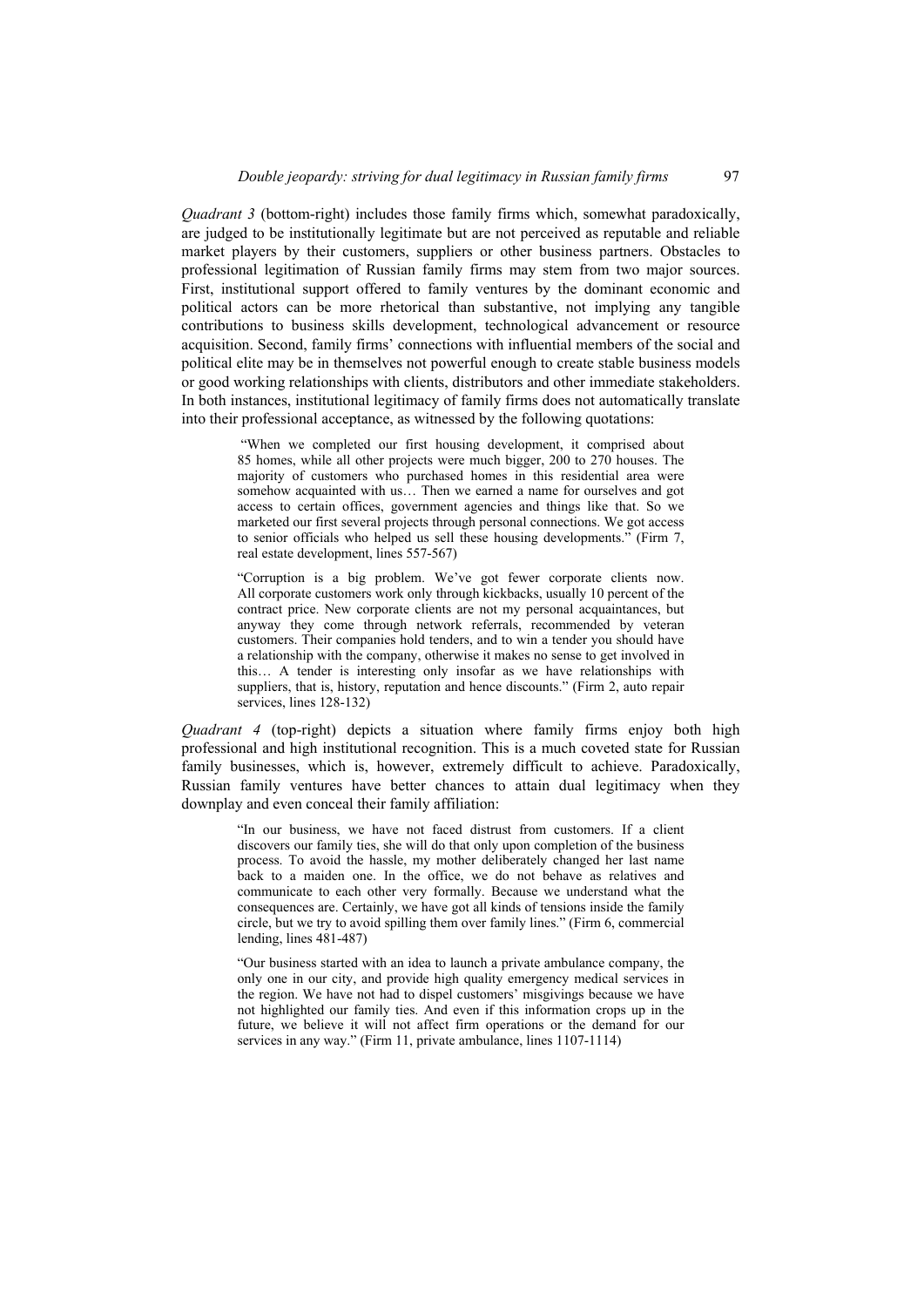*Quadrant 3* (bottom-right) includes those family firms which, somewhat paradoxically, are judged to be institutionally legitimate but are not perceived as reputable and reliable market players by their customers, suppliers or other business partners. Obstacles to professional legitimation of Russian family firms may stem from two major sources. First, institutional support offered to family ventures by the dominant economic and political actors can be more rhetorical than substantive, not implying any tangible contributions to business skills development, technological advancement or resource acquisition. Second, family firms' connections with influential members of the social and political elite may be in themselves not powerful enough to create stable business models or good working relationships with clients, distributors and other immediate stakeholders. In both instances, institutional legitimacy of family firms does not automatically translate into their professional acceptance, as witnessed by the following quotations:

> "When we completed our first housing development, it comprised about 85 homes, while all other projects were much bigger, 200 to 270 houses. The majority of customers who purchased homes in this residential area were somehow acquainted with us… Then we earned a name for ourselves and got access to certain offices, government agencies and things like that. So we marketed our first several projects through personal connections. We got access to senior officials who helped us sell these housing developments." (Firm 7, real estate development, lines 557-567)

> "Corruption is a big problem. We've got fewer corporate clients now. All corporate customers work only through kickbacks, usually 10 percent of the contract price. New corporate clients are not my personal acquaintances, but anyway they come through network referrals, recommended by veteran customers. Their companies hold tenders, and to win a tender you should have a relationship with the company, otherwise it makes no sense to get involved in this… A tender is interesting only insofar as we have relationships with suppliers, that is, history, reputation and hence discounts." (Firm 2, auto repair services, lines 128-132)

*Quadrant 4* (top-right) depicts a situation where family firms enjoy both high professional and high institutional recognition. This is a much coveted state for Russian family businesses, which is, however, extremely difficult to achieve. Paradoxically, Russian family ventures have better chances to attain dual legitimacy when they downplay and even conceal their family affiliation:

> "In our business, we have not faced distrust from customers. If a client discovers our family ties, she will do that only upon completion of the business process. To avoid the hassle, my mother deliberately changed her last name back to a maiden one. In the office, we do not behave as relatives and communicate to each other very formally. Because we understand what the consequences are. Certainly, we have got all kinds of tensions inside the family circle, but we try to avoid spilling them over family lines." (Firm 6, commercial lending, lines 481-487)

> "Our business started with an idea to launch a private ambulance company, the only one in our city, and provide high quality emergency medical services in the region. We have not had to dispel customers' misgivings because we have not highlighted our family ties. And even if this information crops up in the future, we believe it will not affect firm operations or the demand for our services in any way." (Firm 11, private ambulance, lines 1107-1114)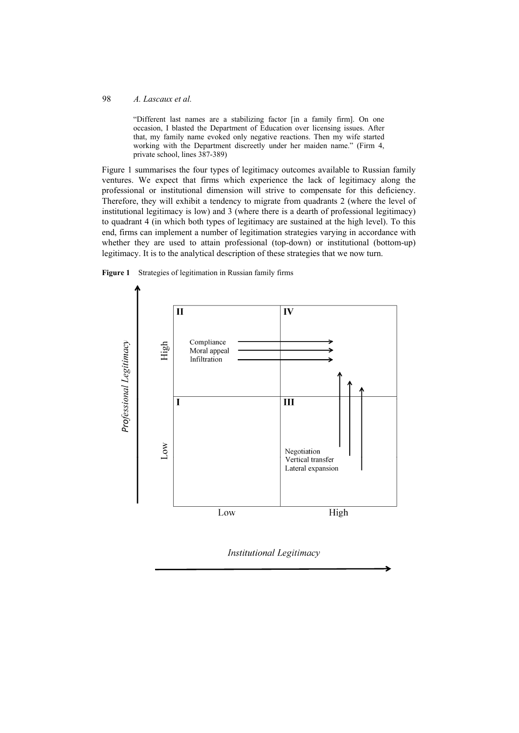> "Different last names are a stabilizing factor [in a family firm]. On one occasion, I blasted the Department of Education over licensing issues. After that, my family name evoked only negative reactions. Then my wife started working with the Department discreetly under her maiden name." (Firm 4, private school, lines 387-389)

Figure 1 summarises the four types of legitimacy outcomes available to Russian family ventures. We expect that firms which experience the lack of legitimacy along the professional or institutional dimension will strive to compensate for this deficiency. Therefore, they will exhibit a tendency to migrate from quadrants 2 (where the level of institutional legitimacy is low) and 3 (where there is a dearth of professional legitimacy) to quadrant 4 (in which both types of legitimacy are sustained at the high level). To this end, firms can implement a number of legitimation strategies varying in accordance with whether they are used to attain professional (top-down) or institutional (bottom-up) legitimacy. It is to the analytical description of these strategies that we now turn.

**Figure 1** Strategies of legitimation in Russian family firms

| *Professional Legitimacy* | Low Institutional Legitimacy | High Institutional Legitimacy |
|---|---|---|
| High | **II** Compliance → / Moral appeal → / Infiltration → | **IV** |
| Low | **I** | **III** Negotiation ↑ / Vertical transfer ↑ / Lateral expansion ↑ |

*Institutional Legitimacy*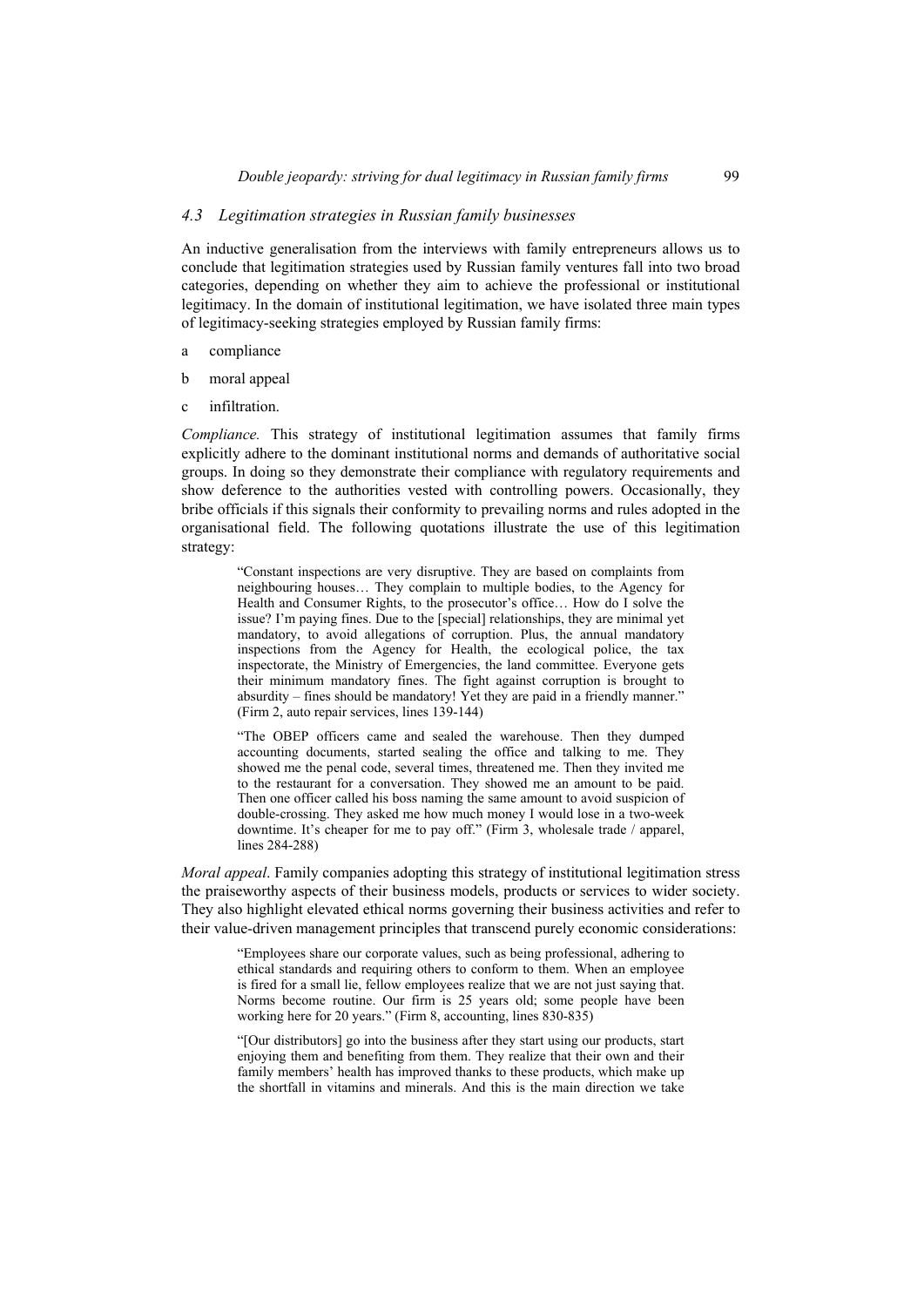### *4.3 Legitimation strategies in Russian family businesses*

An inductive generalisation from the interviews with family entrepreneurs allows us to conclude that legitimation strategies used by Russian family ventures fall into two broad categories, depending on whether they aim to achieve the professional or institutional legitimacy. In the domain of institutional legitimation, we have isolated three main types of legitimacy-seeking strategies employed by Russian family firms:

a compliance

b moral appeal

c infiltration.

*Compliance.* This strategy of institutional legitimation assumes that family firms explicitly adhere to the dominant institutional norms and demands of authoritative social groups. In doing so they demonstrate their compliance with regulatory requirements and show deference to the authorities vested with controlling powers. Occasionally, they bribe officials if this signals their conformity to prevailing norms and rules adopted in the organisational field. The following quotations illustrate the use of this legitimation strategy:

> "Constant inspections are very disruptive. They are based on complaints from neighbouring houses… They complain to multiple bodies, to the Agency for Health and Consumer Rights, to the prosecutor's office… How do I solve the issue? I'm paying fines. Due to the [special] relationships, they are minimal yet mandatory, to avoid allegations of corruption. Plus, the annual mandatory inspections from the Agency for Health, the ecological police, the tax inspectorate, the Ministry of Emergencies, the land committee. Everyone gets their minimum mandatory fines. The fight against corruption is brought to absurdity – fines should be mandatory! Yet they are paid in a friendly manner." (Firm 2, auto repair services, lines 139-144)

> "The OBEP officers came and sealed the warehouse. Then they dumped accounting documents, started sealing the office and talking to me. They showed me the penal code, several times, threatened me. Then they invited me to the restaurant for a conversation. They showed me an amount to be paid. Then one officer called his boss naming the same amount to avoid suspicion of double-crossing. They asked me how much money I would lose in a two-week downtime. It's cheaper for me to pay off." (Firm 3, wholesale trade / apparel, lines 284-288)

*Moral appeal*. Family companies adopting this strategy of institutional legitimation stress the praiseworthy aspects of their business models, products or services to wider society. They also highlight elevated ethical norms governing their business activities and refer to their value-driven management principles that transcend purely economic considerations:

> "Employees share our corporate values, such as being professional, adhering to ethical standards and requiring others to conform to them. When an employee is fired for a small lie, fellow employees realize that we are not just saying that. Norms become routine. Our firm is 25 years old; some people have been working here for 20 years." (Firm 8, accounting, lines 830-835)

> "[Our distributors] go into the business after they start using our products, start enjoying them and benefiting from them. They realize that their own and their family members' health has improved thanks to these products, which make up the shortfall in vitamins and minerals. And this is the main direction we take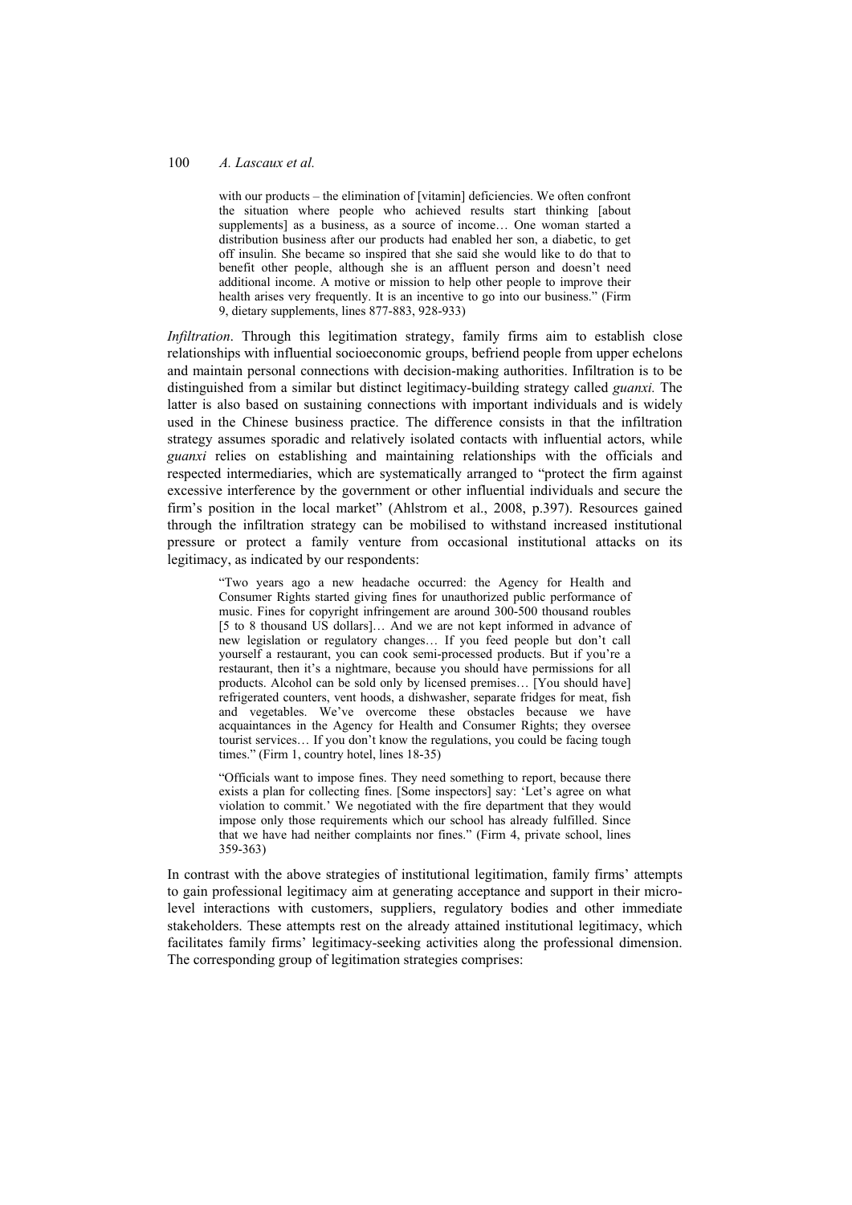> with our products – the elimination of [vitamin] deficiencies. We often confront the situation where people who achieved results start thinking [about supplements] as a business, as a source of income… One woman started a distribution business after our products had enabled her son, a diabetic, to get off insulin. She became so inspired that she said she would like to do that to benefit other people, although she is an affluent person and doesn't need additional income. A motive or mission to help other people to improve their health arises very frequently. It is an incentive to go into our business." (Firm 9, dietary supplements, lines 877-883, 928-933)

*Infiltration*. Through this legitimation strategy, family firms aim to establish close relationships with influential socioeconomic groups, befriend people from upper echelons and maintain personal connections with decision-making authorities. Infiltration is to be distinguished from a similar but distinct legitimacy-building strategy called *guanxi.* The latter is also based on sustaining connections with important individuals and is widely used in the Chinese business practice. The difference consists in that the infiltration strategy assumes sporadic and relatively isolated contacts with influential actors, while *guanxi* relies on establishing and maintaining relationships with the officials and respected intermediaries, which are systematically arranged to "protect the firm against excessive interference by the government or other influential individuals and secure the firm's position in the local market" (Ahlstrom et al., 2008, p.397). Resources gained through the infiltration strategy can be mobilised to withstand increased institutional pressure or protect a family venture from occasional institutional attacks on its legitimacy, as indicated by our respondents:

> "Two years ago a new headache occurred: the Agency for Health and Consumer Rights started giving fines for unauthorized public performance of music. Fines for copyright infringement are around 300-500 thousand roubles [5 to 8 thousand US dollars]… And we are not kept informed in advance of new legislation or regulatory changes… If you feed people but don't call yourself a restaurant, you can cook semi-processed products. But if you're a restaurant, then it's a nightmare, because you should have permissions for all products. Alcohol can be sold only by licensed premises… [You should have] refrigerated counters, vent hoods, a dishwasher, separate fridges for meat, fish and vegetables. We've overcome these obstacles because we have acquaintances in the Agency for Health and Consumer Rights; they oversee tourist services… If you don't know the regulations, you could be facing tough times." (Firm 1, country hotel, lines 18-35)

> "Officials want to impose fines. They need something to report, because there exists a plan for collecting fines. [Some inspectors] say: 'Let's agree on what violation to commit.' We negotiated with the fire department that they would impose only those requirements which our school has already fulfilled. Since that we have had neither complaints nor fines." (Firm 4, private school, lines 359-363)

In contrast with the above strategies of institutional legitimation, family firms' attempts to gain professional legitimacy aim at generating acceptance and support in their micro-level interactions with customers, suppliers, regulatory bodies and other immediate stakeholders. These attempts rest on the already attained institutional legitimacy, which facilitates family firms' legitimacy-seeking activities along the professional dimension. The corresponding group of legitimation strategies comprises: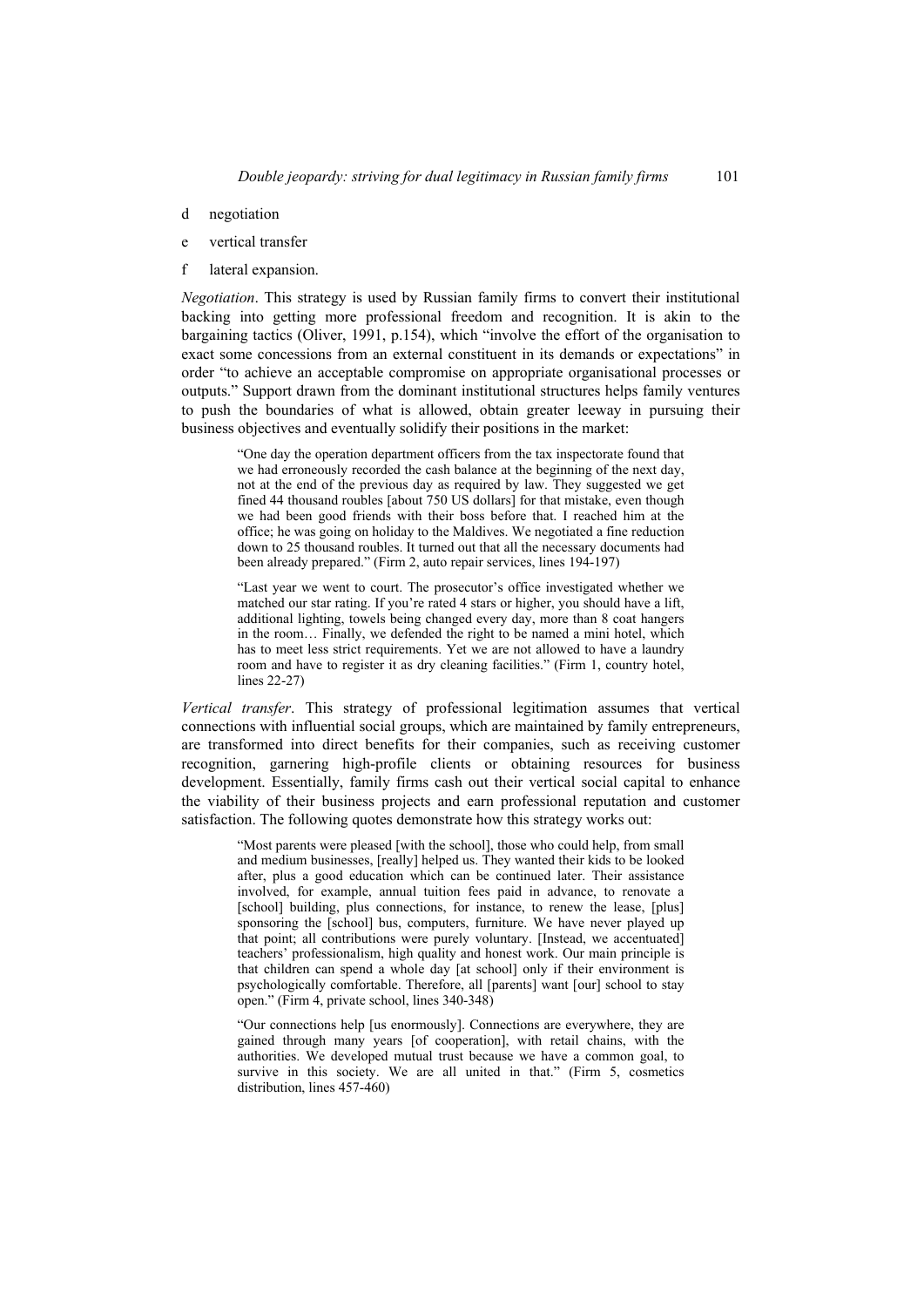d negotiation

e vertical transfer

f lateral expansion.

*Negotiation*. This strategy is used by Russian family firms to convert their institutional backing into getting more professional freedom and recognition. It is akin to the bargaining tactics (Oliver, 1991, p.154), which "involve the effort of the organisation to exact some concessions from an external constituent in its demands or expectations" in order "to achieve an acceptable compromise on appropriate organisational processes or outputs." Support drawn from the dominant institutional structures helps family ventures to push the boundaries of what is allowed, obtain greater leeway in pursuing their business objectives and eventually solidify their positions in the market:

> "One day the operation department officers from the tax inspectorate found that we had erroneously recorded the cash balance at the beginning of the next day, not at the end of the previous day as required by law. They suggested we get fined 44 thousand roubles [about 750 US dollars] for that mistake, even though we had been good friends with their boss before that. I reached him at the office; he was going on holiday to the Maldives. We negotiated a fine reduction down to 25 thousand roubles. It turned out that all the necessary documents had been already prepared." (Firm 2, auto repair services, lines 194-197)

> "Last year we went to court. The prosecutor's office investigated whether we matched our star rating. If you're rated 4 stars or higher, you should have a lift, additional lighting, towels being changed every day, more than 8 coat hangers in the room… Finally, we defended the right to be named a mini hotel, which has to meet less strict requirements. Yet we are not allowed to have a laundry room and have to register it as dry cleaning facilities." (Firm 1, country hotel, lines 22-27)

*Vertical transfer*. This strategy of professional legitimation assumes that vertical connections with influential social groups, which are maintained by family entrepreneurs, are transformed into direct benefits for their companies, such as receiving customer recognition, garnering high-profile clients or obtaining resources for business development. Essentially, family firms cash out their vertical social capital to enhance the viability of their business projects and earn professional reputation and customer satisfaction. The following quotes demonstrate how this strategy works out:

> "Most parents were pleased [with the school], those who could help, from small and medium businesses, [really] helped us. They wanted their kids to be looked after, plus a good education which can be continued later. Their assistance involved, for example, annual tuition fees paid in advance, to renovate a [school] building, plus connections, for instance, to renew the lease, [plus] sponsoring the [school] bus, computers, furniture. We have never played up that point; all contributions were purely voluntary. [Instead, we accentuated] teachers' professionalism, high quality and honest work. Our main principle is that children can spend a whole day [at school] only if their environment is psychologically comfortable. Therefore, all [parents] want [our] school to stay open." (Firm 4, private school, lines 340-348)

> "Our connections help [us enormously]. Connections are everywhere, they are gained through many years [of cooperation], with retail chains, with the authorities. We developed mutual trust because we have a common goal, to survive in this society. We are all united in that." (Firm 5, cosmetics distribution, lines 457-460)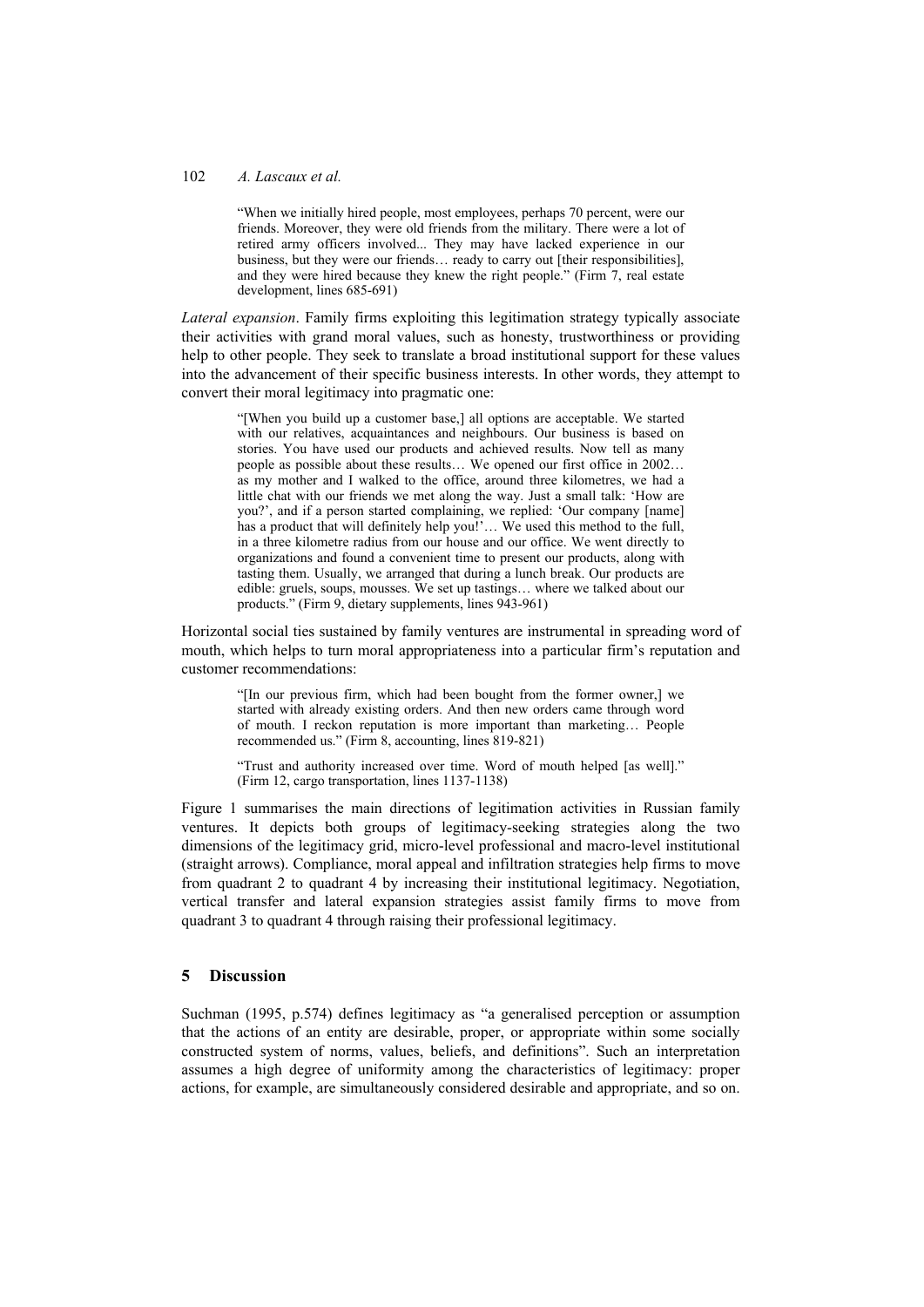> "When we initially hired people, most employees, perhaps 70 percent, were our friends. Moreover, they were old friends from the military. There were a lot of retired army officers involved... They may have lacked experience in our business, but they were our friends… ready to carry out [their responsibilities], and they were hired because they knew the right people." (Firm 7, real estate development, lines 685-691)

*Lateral expansion*. Family firms exploiting this legitimation strategy typically associate their activities with grand moral values, such as honesty, trustworthiness or providing help to other people. They seek to translate a broad institutional support for these values into the advancement of their specific business interests. In other words, they attempt to convert their moral legitimacy into pragmatic one:

> "[When you build up a customer base,] all options are acceptable. We started with our relatives, acquaintances and neighbours. Our business is based on stories. You have used our products and achieved results. Now tell as many people as possible about these results… We opened our first office in 2002… as my mother and I walked to the office, around three kilometres, we had a little chat with our friends we met along the way. Just a small talk: 'How are you?', and if a person started complaining, we replied: 'Our company [name] has a product that will definitely help you!'… We used this method to the full, in a three kilometre radius from our house and our office. We went directly to organizations and found a convenient time to present our products, along with tasting them. Usually, we arranged that during a lunch break. Our products are edible: gruels, soups, mousses. We set up tastings… where we talked about our products." (Firm 9, dietary supplements, lines 943-961)

Horizontal social ties sustained by family ventures are instrumental in spreading word of mouth, which helps to turn moral appropriateness into a particular firm's reputation and customer recommendations:

> "[In our previous firm, which had been bought from the former owner,] we started with already existing orders. And then new orders came through word of mouth. I reckon reputation is more important than marketing… People recommended us." (Firm 8, accounting, lines 819-821)

> "Trust and authority increased over time. Word of mouth helped [as well]." (Firm 12, cargo transportation, lines 1137-1138)

Figure 1 summarises the main directions of legitimation activities in Russian family ventures. It depicts both groups of legitimacy-seeking strategies along the two dimensions of the legitimacy grid, micro-level professional and macro-level institutional (straight arrows). Compliance, moral appeal and infiltration strategies help firms to move from quadrant 2 to quadrant 4 by increasing their institutional legitimacy. Negotiation, vertical transfer and lateral expansion strategies assist family firms to move from quadrant 3 to quadrant 4 through raising their professional legitimacy.

## 5 Discussion

Suchman (1995, p.574) defines legitimacy as "a generalised perception or assumption that the actions of an entity are desirable, proper, or appropriate within some socially constructed system of norms, values, beliefs, and definitions". Such an interpretation assumes a high degree of uniformity among the characteristics of legitimacy: proper actions, for example, are simultaneously considered desirable and appropriate, and so on.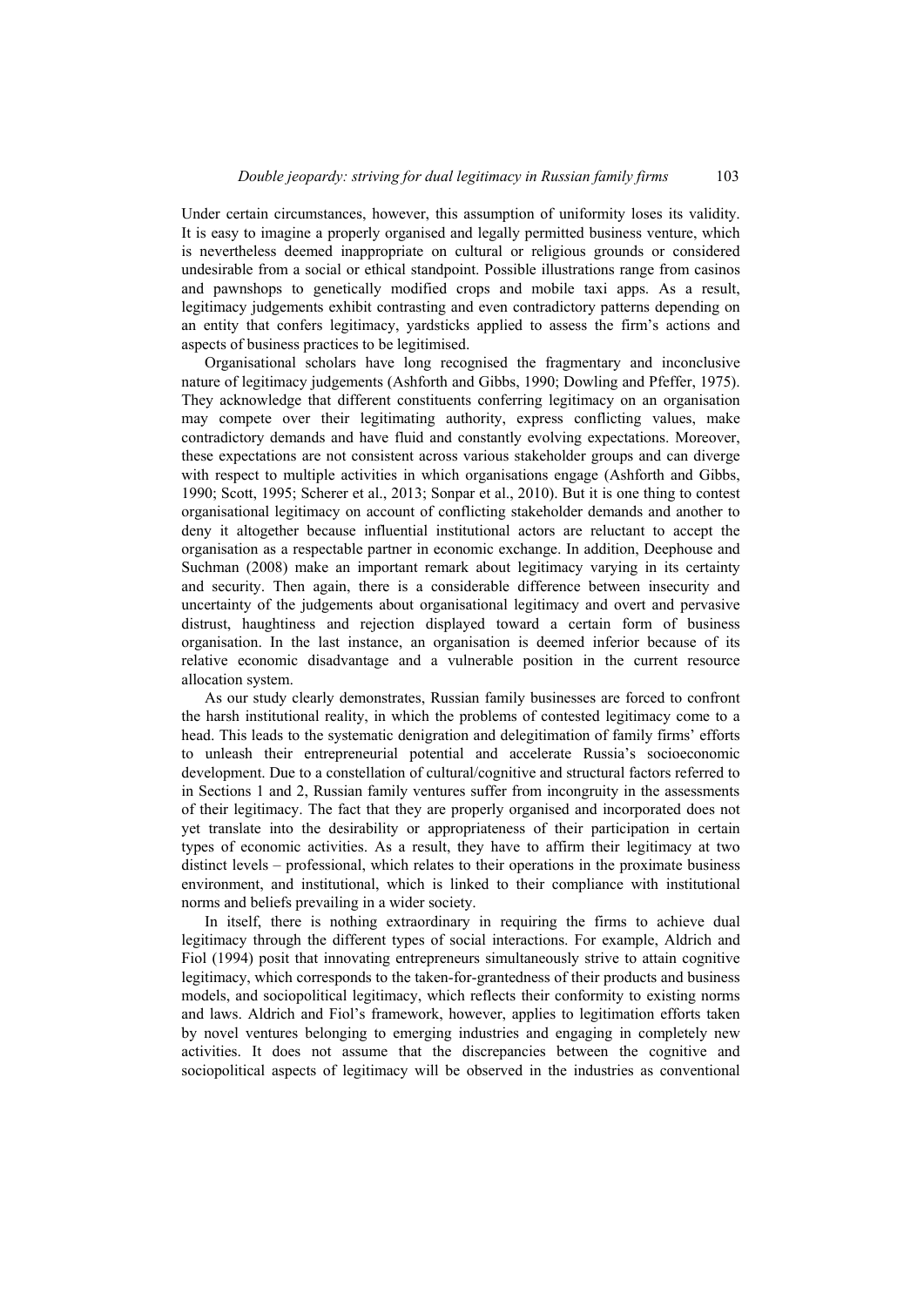Under certain circumstances, however, this assumption of uniformity loses its validity. It is easy to imagine a properly organised and legally permitted business venture, which is nevertheless deemed inappropriate on cultural or religious grounds or considered undesirable from a social or ethical standpoint. Possible illustrations range from casinos and pawnshops to genetically modified crops and mobile taxi apps. As a result, legitimacy judgements exhibit contrasting and even contradictory patterns depending on an entity that confers legitimacy, yardsticks applied to assess the firm's actions and aspects of business practices to be legitimised.

Organisational scholars have long recognised the fragmentary and inconclusive nature of legitimacy judgements (Ashforth and Gibbs, 1990; Dowling and Pfeffer, 1975). They acknowledge that different constituents conferring legitimacy on an organisation may compete over their legitimating authority, express conflicting values, make contradictory demands and have fluid and constantly evolving expectations. Moreover, these expectations are not consistent across various stakeholder groups and can diverge with respect to multiple activities in which organisations engage (Ashforth and Gibbs, 1990; Scott, 1995; Scherer et al., 2013; Sonpar et al., 2010). But it is one thing to contest organisational legitimacy on account of conflicting stakeholder demands and another to deny it altogether because influential institutional actors are reluctant to accept the organisation as a respectable partner in economic exchange. In addition, Deephouse and Suchman (2008) make an important remark about legitimacy varying in its certainty and security. Then again, there is a considerable difference between insecurity and uncertainty of the judgements about organisational legitimacy and overt and pervasive distrust, haughtiness and rejection displayed toward a certain form of business organisation. In the last instance, an organisation is deemed inferior because of its relative economic disadvantage and a vulnerable position in the current resource allocation system.

As our study clearly demonstrates, Russian family businesses are forced to confront the harsh institutional reality, in which the problems of contested legitimacy come to a head. This leads to the systematic denigration and delegitimation of family firms' efforts to unleash their entrepreneurial potential and accelerate Russia's socioeconomic development. Due to a constellation of cultural/cognitive and structural factors referred to in Sections 1 and 2, Russian family ventures suffer from incongruity in the assessments of their legitimacy. The fact that they are properly organised and incorporated does not yet translate into the desirability or appropriateness of their participation in certain types of economic activities. As a result, they have to affirm their legitimacy at two distinct levels – professional, which relates to their operations in the proximate business environment, and institutional, which is linked to their compliance with institutional norms and beliefs prevailing in a wider society.

In itself, there is nothing extraordinary in requiring the firms to achieve dual legitimacy through the different types of social interactions. For example, Aldrich and Fiol (1994) posit that innovating entrepreneurs simultaneously strive to attain cognitive legitimacy, which corresponds to the taken-for-grantedness of their products and business models, and sociopolitical legitimacy, which reflects their conformity to existing norms and laws. Aldrich and Fiol's framework, however, applies to legitimation efforts taken by novel ventures belonging to emerging industries and engaging in completely new activities. It does not assume that the discrepancies between the cognitive and sociopolitical aspects of legitimacy will be observed in the industries as conventional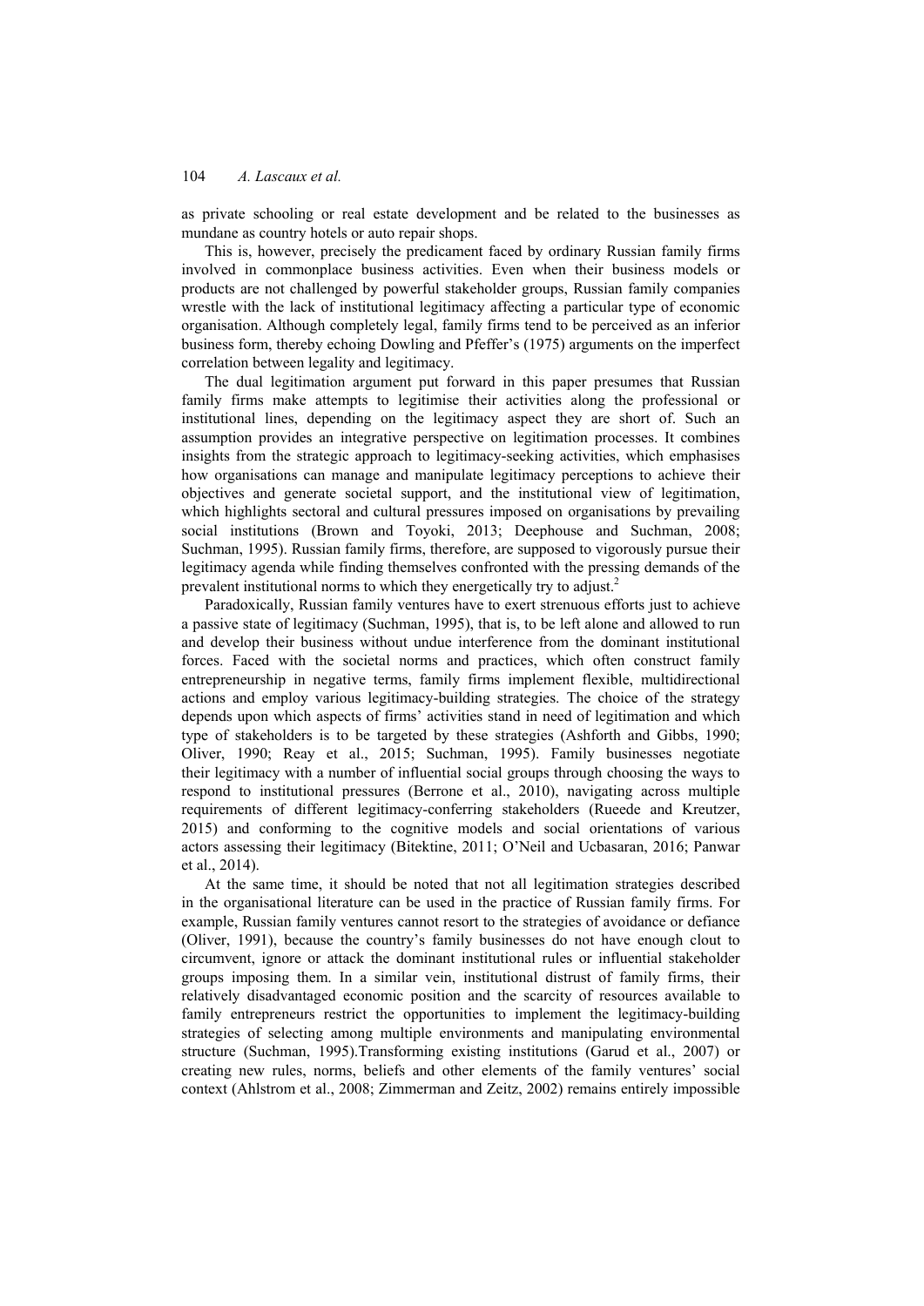as private schooling or real estate development and be related to the businesses as mundane as country hotels or auto repair shops.

This is, however, precisely the predicament faced by ordinary Russian family firms involved in commonplace business activities. Even when their business models or products are not challenged by powerful stakeholder groups, Russian family companies wrestle with the lack of institutional legitimacy affecting a particular type of economic organisation. Although completely legal, family firms tend to be perceived as an inferior business form, thereby echoing Dowling and Pfeffer's (1975) arguments on the imperfect correlation between legality and legitimacy.

The dual legitimation argument put forward in this paper presumes that Russian family firms make attempts to legitimise their activities along the professional or institutional lines, depending on the legitimacy aspect they are short of. Such an assumption provides an integrative perspective on legitimation processes. It combines insights from the strategic approach to legitimacy-seeking activities, which emphasises how organisations can manage and manipulate legitimacy perceptions to achieve their objectives and generate societal support, and the institutional view of legitimation, which highlights sectoral and cultural pressures imposed on organisations by prevailing social institutions (Brown and Toyoki, 2013; Deephouse and Suchman, 2008; Suchman, 1995). Russian family firms, therefore, are supposed to vigorously pursue their legitimacy agenda while finding themselves confronted with the pressing demands of the prevalent institutional norms to which they energetically try to adjust.[2]

Paradoxically, Russian family ventures have to exert strenuous efforts just to achieve a passive state of legitimacy (Suchman, 1995), that is, to be left alone and allowed to run and develop their business without undue interference from the dominant institutional forces. Faced with the societal norms and practices, which often construct family entrepreneurship in negative terms, family firms implement flexible, multidirectional actions and employ various legitimacy-building strategies. The choice of the strategy depends upon which aspects of firms' activities stand in need of legitimation and which type of stakeholders is to be targeted by these strategies (Ashforth and Gibbs, 1990; Oliver, 1990; Reay et al., 2015; Suchman, 1995). Family businesses negotiate their legitimacy with a number of influential social groups through choosing the ways to respond to institutional pressures (Berrone et al., 2010), navigating across multiple requirements of different legitimacy-conferring stakeholders (Rueede and Kreutzer, 2015) and conforming to the cognitive models and social orientations of various actors assessing their legitimacy (Bitektine, 2011; O'Neil and Ucbasaran, 2016; Panwar et al., 2014).

At the same time, it should be noted that not all legitimation strategies described in the organisational literature can be used in the practice of Russian family firms. For example, Russian family ventures cannot resort to the strategies of avoidance or defiance (Oliver, 1991), because the country's family businesses do not have enough clout to circumvent, ignore or attack the dominant institutional rules or influential stakeholder groups imposing them. In a similar vein, institutional distrust of family firms, their relatively disadvantaged economic position and the scarcity of resources available to family entrepreneurs restrict the opportunities to implement the legitimacy-building strategies of selecting among multiple environments and manipulating environmental structure (Suchman, 1995).Transforming existing institutions (Garud et al., 2007) or creating new rules, norms, beliefs and other elements of the family ventures' social context (Ahlstrom et al., 2008; Zimmerman and Zeitz, 2002) remains entirely impossible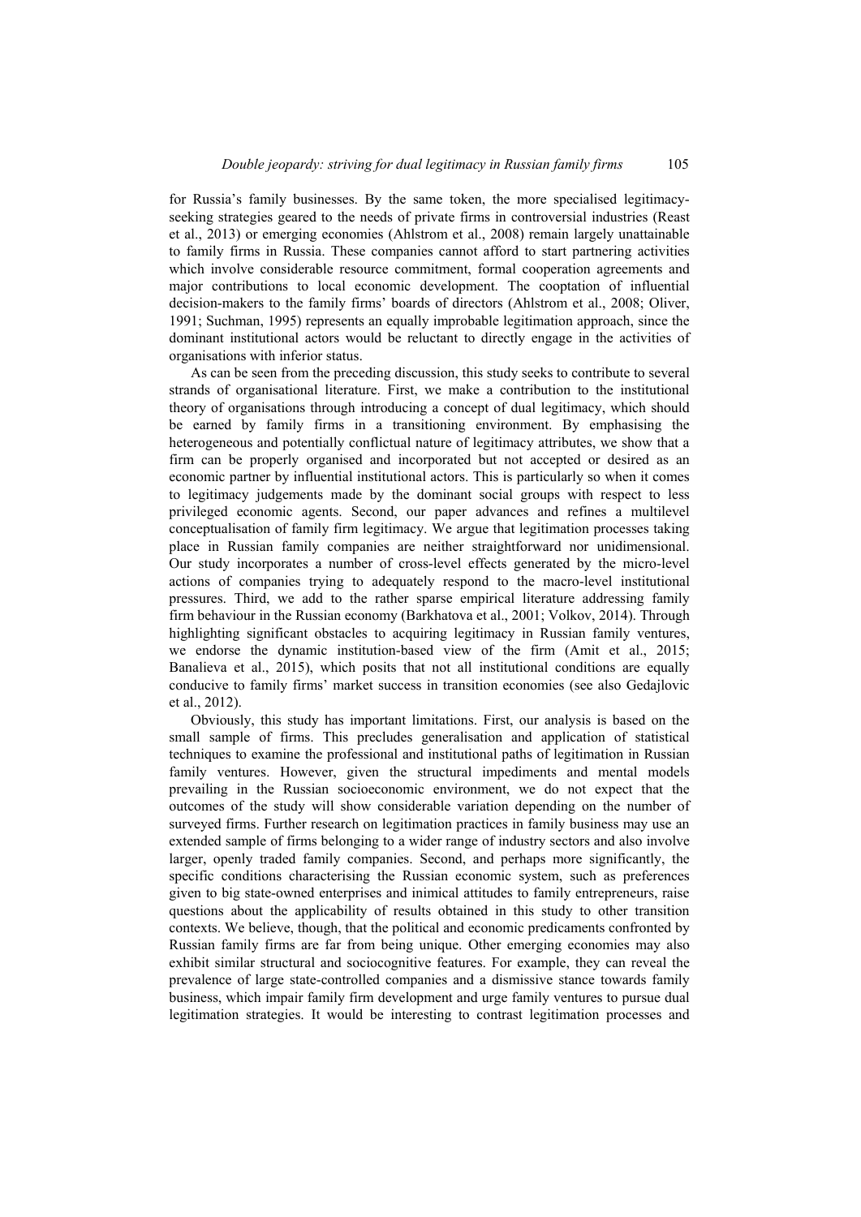for Russia's family businesses. By the same token, the more specialised legitimacy-seeking strategies geared to the needs of private firms in controversial industries (Reast et al., 2013) or emerging economies (Ahlstrom et al., 2008) remain largely unattainable to family firms in Russia. These companies cannot afford to start partnering activities which involve considerable resource commitment, formal cooperation agreements and major contributions to local economic development. The cooptation of influential decision-makers to the family firms' boards of directors (Ahlstrom et al., 2008; Oliver, 1991; Suchman, 1995) represents an equally improbable legitimation approach, since the dominant institutional actors would be reluctant to directly engage in the activities of organisations with inferior status.

As can be seen from the preceding discussion, this study seeks to contribute to several strands of organisational literature. First, we make a contribution to the institutional theory of organisations through introducing a concept of dual legitimacy, which should be earned by family firms in a transitioning environment. By emphasising the heterogeneous and potentially conflictual nature of legitimacy attributes, we show that a firm can be properly organised and incorporated but not accepted or desired as an economic partner by influential institutional actors. This is particularly so when it comes to legitimacy judgements made by the dominant social groups with respect to less privileged economic agents. Second, our paper advances and refines a multilevel conceptualisation of family firm legitimacy. We argue that legitimation processes taking place in Russian family companies are neither straightforward nor unidimensional. Our study incorporates a number of cross-level effects generated by the micro-level actions of companies trying to adequately respond to the macro-level institutional pressures. Third, we add to the rather sparse empirical literature addressing family firm behaviour in the Russian economy (Barkhatova et al., 2001; Volkov, 2014). Through highlighting significant obstacles to acquiring legitimacy in Russian family ventures, we endorse the dynamic institution-based view of the firm (Amit et al., 2015; Banalieva et al., 2015), which posits that not all institutional conditions are equally conducive to family firms' market success in transition economies (see also Gedajlovic et al., 2012).

Obviously, this study has important limitations. First, our analysis is based on the small sample of firms. This precludes generalisation and application of statistical techniques to examine the professional and institutional paths of legitimation in Russian family ventures. However, given the structural impediments and mental models prevailing in the Russian socioeconomic environment, we do not expect that the outcomes of the study will show considerable variation depending on the number of surveyed firms. Further research on legitimation practices in family business may use an extended sample of firms belonging to a wider range of industry sectors and also involve larger, openly traded family companies. Second, and perhaps more significantly, the specific conditions characterising the Russian economic system, such as preferences given to big state-owned enterprises and inimical attitudes to family entrepreneurs, raise questions about the applicability of results obtained in this study to other transition contexts. We believe, though, that the political and economic predicaments confronted by Russian family firms are far from being unique. Other emerging economies may also exhibit similar structural and sociocognitive features. For example, they can reveal the prevalence of large state-controlled companies and a dismissive stance towards family business, which impair family firm development and urge family ventures to pursue dual legitimation strategies. It would be interesting to contrast legitimation processes and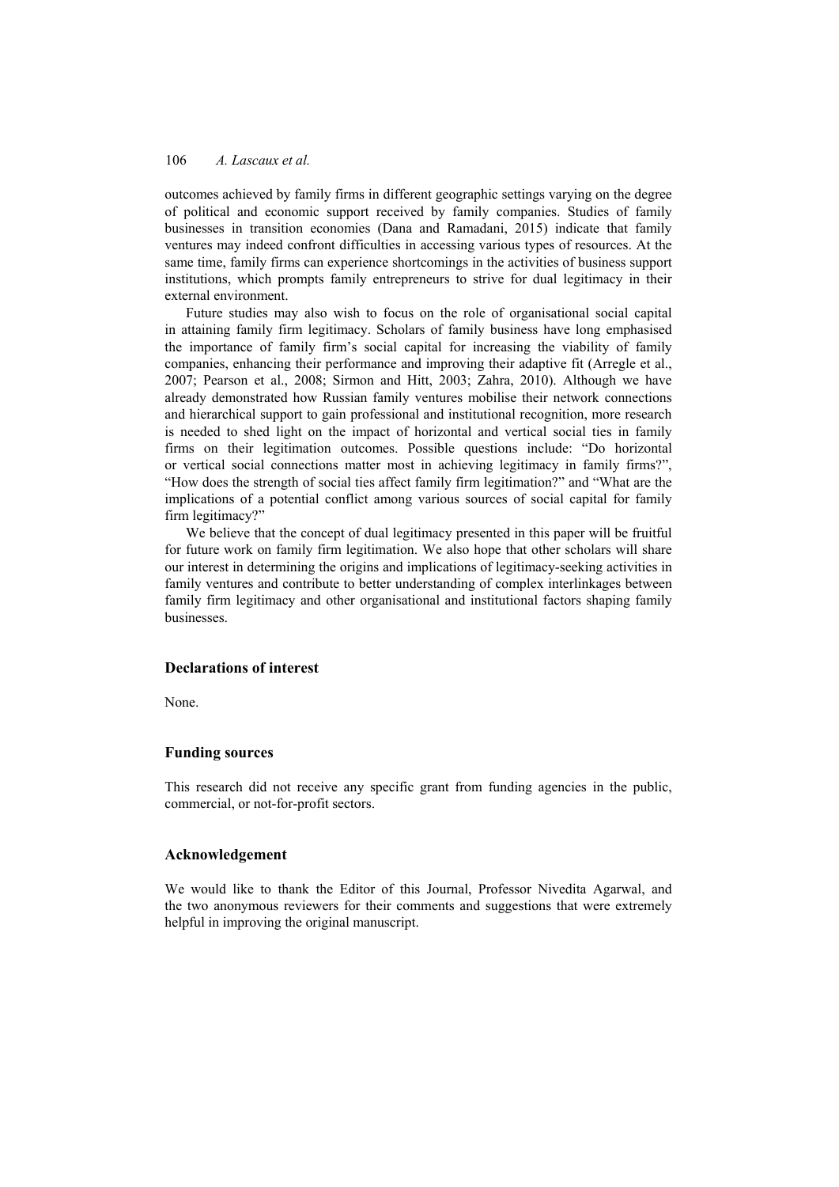outcomes achieved by family firms in different geographic settings varying on the degree of political and economic support received by family companies. Studies of family businesses in transition economies (Dana and Ramadani, 2015) indicate that family ventures may indeed confront difficulties in accessing various types of resources. At the same time, family firms can experience shortcomings in the activities of business support institutions, which prompts family entrepreneurs to strive for dual legitimacy in their external environment.

Future studies may also wish to focus on the role of organisational social capital in attaining family firm legitimacy. Scholars of family business have long emphasised the importance of family firm's social capital for increasing the viability of family companies, enhancing their performance and improving their adaptive fit (Arregle et al., 2007; Pearson et al., 2008; Sirmon and Hitt, 2003; Zahra, 2010). Although we have already demonstrated how Russian family ventures mobilise their network connections and hierarchical support to gain professional and institutional recognition, more research is needed to shed light on the impact of horizontal and vertical social ties in family firms on their legitimation outcomes. Possible questions include: "Do horizontal or vertical social connections matter most in achieving legitimacy in family firms?", "How does the strength of social ties affect family firm legitimation?" and "What are the implications of a potential conflict among various sources of social capital for family firm legitimacy?"

We believe that the concept of dual legitimacy presented in this paper will be fruitful for future work on family firm legitimation. We also hope that other scholars will share our interest in determining the origins and implications of legitimacy-seeking activities in family ventures and contribute to better understanding of complex interlinkages between family firm legitimacy and other organisational and institutional factors shaping family businesses.

## Declarations of interest

None.

## Funding sources

This research did not receive any specific grant from funding agencies in the public, commercial, or not-for-profit sectors.

## Acknowledgement

We would like to thank the Editor of this Journal, Professor Nivedita Agarwal, and the two anonymous reviewers for their comments and suggestions that were extremely helpful in improving the original manuscript.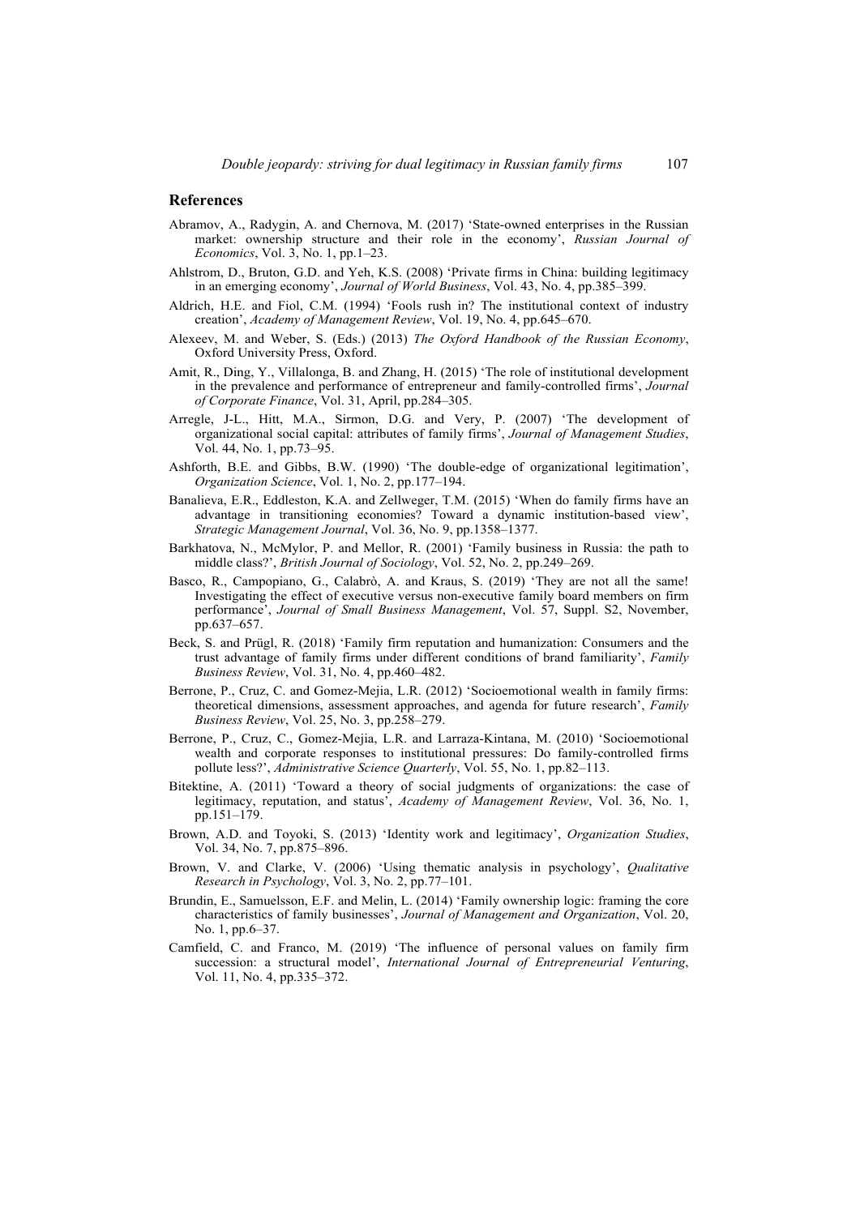## References

Abramov, A., Radygin, A. and Chernova, M. (2017) 'State-owned enterprises in the Russian market: ownership structure and their role in the economy', *Russian Journal of Economics*, Vol. 3, No. 1, pp.1–23.

Ahlstrom, D., Bruton, G.D. and Yeh, K.S. (2008) 'Private firms in China: building legitimacy in an emerging economy', *Journal of World Business*, Vol. 43, No. 4, pp.385–399.

Aldrich, H.E. and Fiol, C.M. (1994) 'Fools rush in? The institutional context of industry creation', *Academy of Management Review*, Vol. 19, No. 4, pp.645–670.

Alexeev, M. and Weber, S. (Eds.) (2013) *The Oxford Handbook of the Russian Economy*, Oxford University Press, Oxford.

Amit, R., Ding, Y., Villalonga, B. and Zhang, H. (2015) 'The role of institutional development in the prevalence and performance of entrepreneur and family-controlled firms', *Journal of Corporate Finance*, Vol. 31, April, pp.284–305.

Arregle, J-L., Hitt, M.A., Sirmon, D.G. and Very, P. (2007) 'The development of organizational social capital: attributes of family firms', *Journal of Management Studies*, Vol. 44, No. 1, pp.73–95.

Ashforth, B.E. and Gibbs, B.W. (1990) 'The double-edge of organizational legitimation', *Organization Science*, Vol. 1, No. 2, pp.177–194.

Banalieva, E.R., Eddleston, K.A. and Zellweger, T.M. (2015) 'When do family firms have an advantage in transitioning economies? Toward a dynamic institution-based view', *Strategic Management Journal*, Vol. 36, No. 9, pp.1358–1377.

Barkhatova, N., McMylor, P. and Mellor, R. (2001) 'Family business in Russia: the path to middle class?', *British Journal of Sociology*, Vol. 52, No. 2, pp.249–269.

Basco, R., Campopiano, G., Calabrò, A. and Kraus, S. (2019) 'They are not all the same! Investigating the effect of executive versus non-executive family board members on firm performance', *Journal of Small Business Management*, Vol. 57, Suppl. S2, November, pp.637–657.

Beck, S. and Prügl, R. (2018) 'Family firm reputation and humanization: Consumers and the trust advantage of family firms under different conditions of brand familiarity', *Family Business Review*, Vol. 31, No. 4, pp.460–482.

Berrone, P., Cruz, C. and Gomez-Mejia, L.R. (2012) 'Socioemotional wealth in family firms: theoretical dimensions, assessment approaches, and agenda for future research', *Family Business Review*, Vol. 25, No. 3, pp.258–279.

Berrone, P., Cruz, C., Gomez-Mejia, L.R. and Larraza-Kintana, M. (2010) 'Socioemotional wealth and corporate responses to institutional pressures: Do family-controlled firms pollute less?', *Administrative Science Quarterly*, Vol. 55, No. 1, pp.82–113.

Bitektine, A. (2011) 'Toward a theory of social judgments of organizations: the case of legitimacy, reputation, and status', *Academy of Management Review*, Vol. 36, No. 1, pp.151–179.

Brown, A.D. and Toyoki, S. (2013) 'Identity work and legitimacy', *Organization Studies*, Vol. 34, No. 7, pp.875–896.

Brown, V. and Clarke, V. (2006) 'Using thematic analysis in psychology', *Qualitative Research in Psychology*, Vol. 3, No. 2, pp.77–101.

Brundin, E., Samuelsson, E.F. and Melin, L. (2014) 'Family ownership logic: framing the core characteristics of family businesses', *Journal of Management and Organization*, Vol. 20, No. 1, pp.6–37.

Camfield, C. and Franco, M. (2019) 'The influence of personal values on family firm succession: a structural model', *International Journal of Entrepreneurial Venturing*, Vol. 11, No. 4, pp.335–372.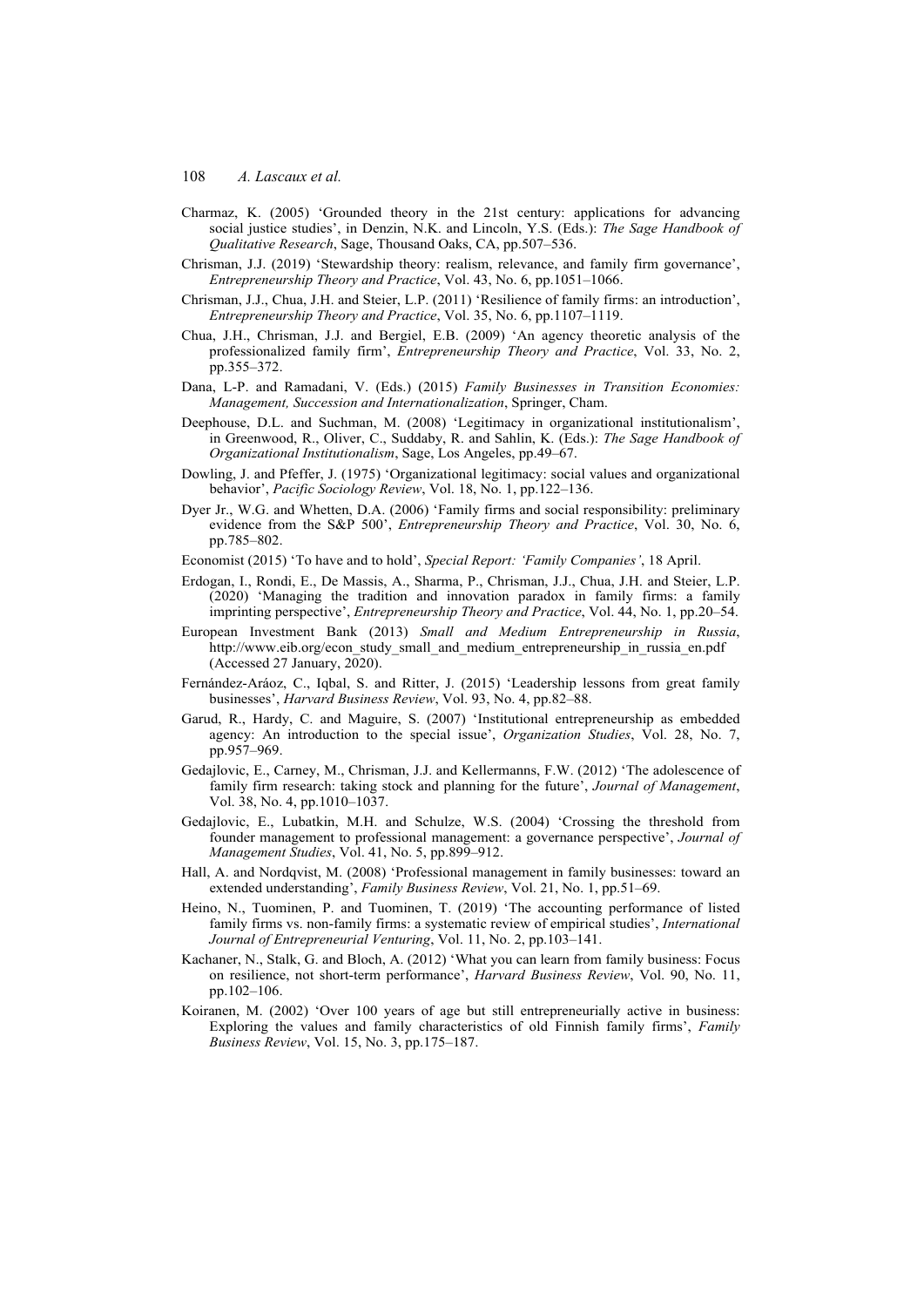Charmaz, K. (2005) 'Grounded theory in the 21st century: applications for advancing social justice studies', in Denzin, N.K. and Lincoln, Y.S. (Eds.): *The Sage Handbook of Qualitative Research*, Sage, Thousand Oaks, CA, pp.507–536.

Chrisman, J.J. (2019) 'Stewardship theory: realism, relevance, and family firm governance', *Entrepreneurship Theory and Practice*, Vol. 43, No. 6, pp.1051–1066.

Chrisman, J.J., Chua, J.H. and Steier, L.P. (2011) 'Resilience of family firms: an introduction', *Entrepreneurship Theory and Practice*, Vol. 35, No. 6, pp.1107–1119.

Chua, J.H., Chrisman, J.J. and Bergiel, E.B. (2009) 'An agency theoretic analysis of the professionalized family firm', *Entrepreneurship Theory and Practice*, Vol. 33, No. 2, pp.355–372.

Dana, L-P. and Ramadani, V. (Eds.) (2015) *Family Businesses in Transition Economies: Management, Succession and Internationalization*, Springer, Cham.

Deephouse, D.L. and Suchman, M. (2008) 'Legitimacy in organizational institutionalism', in Greenwood, R., Oliver, C., Suddaby, R. and Sahlin, K. (Eds.): *The Sage Handbook of Organizational Institutionalism*, Sage, Los Angeles, pp.49–67.

Dowling, J. and Pfeffer, J. (1975) 'Organizational legitimacy: social values and organizational behavior', *Pacific Sociology Review*, Vol. 18, No. 1, pp.122–136.

Dyer Jr., W.G. and Whetten, D.A. (2006) 'Family firms and social responsibility: preliminary evidence from the S&P 500', *Entrepreneurship Theory and Practice*, Vol. 30, No. 6, pp.785–802.

Economist (2015) 'To have and to hold', *Special Report: 'Family Companies'*, 18 April.

Erdogan, I., Rondi, E., De Massis, A., Sharma, P., Chrisman, J.J., Chua, J.H. and Steier, L.P. (2020) 'Managing the tradition and innovation paradox in family firms: a family imprinting perspective', *Entrepreneurship Theory and Practice*, Vol. 44, No. 1, pp.20–54.

European Investment Bank (2013) *Small and Medium Entrepreneurship in Russia*, http://www.eib.org/econ_study_small_and_medium_entrepreneurship_in_russia_en.pdf (Accessed 27 January, 2020).

Fernández-Aráoz, C., Iqbal, S. and Ritter, J. (2015) 'Leadership lessons from great family businesses', *Harvard Business Review*, Vol. 93, No. 4, pp.82–88.

Garud, R., Hardy, C. and Maguire, S. (2007) 'Institutional entrepreneurship as embedded agency: An introduction to the special issue', *Organization Studies*, Vol. 28, No. 7, pp.957–969.

Gedajlovic, E., Carney, M., Chrisman, J.J. and Kellermanns, F.W. (2012) 'The adolescence of family firm research: taking stock and planning for the future', *Journal of Management*, Vol. 38, No. 4, pp.1010–1037.

Gedajlovic, E., Lubatkin, M.H. and Schulze, W.S. (2004) 'Crossing the threshold from founder management to professional management: a governance perspective', *Journal of Management Studies*, Vol. 41, No. 5, pp.899–912.

Hall, A. and Nordqvist, M. (2008) 'Professional management in family businesses: toward an extended understanding', *Family Business Review*, Vol. 21, No. 1, pp.51–69.

Heino, N., Tuominen, P. and Tuominen, T. (2019) 'The accounting performance of listed family firms vs. non-family firms: a systematic review of empirical studies', *International Journal of Entrepreneurial Venturing*, Vol. 11, No. 2, pp.103–141.

Kachaner, N., Stalk, G. and Bloch, A. (2012) 'What you can learn from family business: Focus on resilience, not short-term performance', *Harvard Business Review*, Vol. 90, No. 11, pp.102–106.

Koiranen, M. (2002) 'Over 100 years of age but still entrepreneurially active in business: Exploring the values and family characteristics of old Finnish family firms', *Family Business Review*, Vol. 15, No. 3, pp.175–187.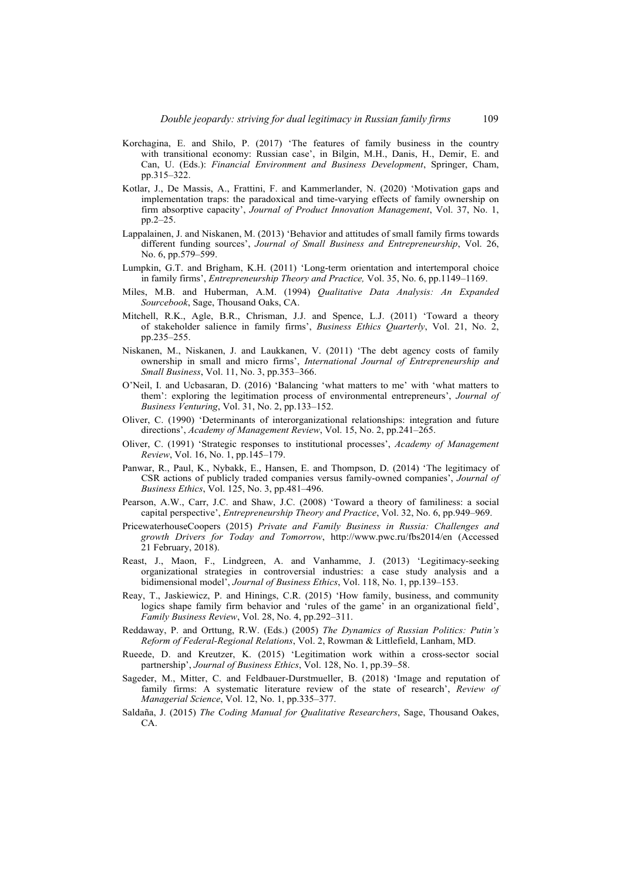Korchagina, E. and Shilo, P. (2017) 'The features of family business in the country with transitional economy: Russian case', in Bilgin, M.H., Danis, H., Demir, E. and Can, U. (Eds.): *Financial Environment and Business Development*, Springer, Cham, pp.315–322.

Kotlar, J., De Massis, A., Frattini, F. and Kammerlander, N. (2020) 'Motivation gaps and implementation traps: the paradoxical and time-varying effects of family ownership on firm absorptive capacity', *Journal of Product Innovation Management*, Vol. 37, No. 1, pp.2–25.

Lappalainen, J. and Niskanen, M. (2013) 'Behavior and attitudes of small family firms towards different funding sources', *Journal of Small Business and Entrepreneurship*, Vol. 26, No. 6, pp.579–599.

Lumpkin, G.T. and Brigham, K.H. (2011) 'Long-term orientation and intertemporal choice in family firms', *Entrepreneurship Theory and Practice,* Vol. 35, No. 6, pp.1149–1169.

Miles, M.B. and Huberman, A.M. (1994) *Qualitative Data Analysis: An Expanded Sourcebook*, Sage, Thousand Oaks, CA.

Mitchell, R.K., Agle, B.R., Chrisman, J.J. and Spence, L.J. (2011) 'Toward a theory of stakeholder salience in family firms', *Business Ethics Quarterly*, Vol. 21, No. 2, pp.235–255.

Niskanen, M., Niskanen, J. and Laukkanen, V. (2011) 'The debt agency costs of family ownership in small and micro firms', *International Journal of Entrepreneurship and Small Business*, Vol. 11, No. 3, pp.353–366.

O'Neil, I. and Ucbasaran, D. (2016) 'Balancing 'what matters to me' with 'what matters to them': exploring the legitimation process of environmental entrepreneurs', *Journal of Business Venturing*, Vol. 31, No. 2, pp.133–152.

Oliver, C. (1990) 'Determinants of interorganizational relationships: integration and future directions', *Academy of Management Review*, Vol. 15, No. 2, pp.241–265.

Oliver, C. (1991) 'Strategic responses to institutional processes', *Academy of Management Review*, Vol. 16, No. 1, pp.145–179.

Panwar, R., Paul, K., Nybakk, E., Hansen, E. and Thompson, D. (2014) 'The legitimacy of CSR actions of publicly traded companies versus family-owned companies', *Journal of Business Ethics*, Vol. 125, No. 3, pp.481–496.

Pearson, A.W., Carr, J.C. and Shaw, J.C. (2008) 'Toward a theory of familiness: a social capital perspective', *Entrepreneurship Theory and Practice*, Vol. 32, No. 6, pp.949–969.

PricewaterhouseCoopers (2015) *Private and Family Business in Russia: Challenges and growth Drivers for Today and Tomorrow*, http://www.pwc.ru/fbs2014/en (Accessed 21 February, 2018).

Reast, J., Maon, F., Lindgreen, A. and Vanhamme, J. (2013) 'Legitimacy-seeking organizational strategies in controversial industries: a case study analysis and a bidimensional model', *Journal of Business Ethics*, Vol. 118, No. 1, pp.139–153.

Reay, T., Jaskiewicz, P. and Hinings, C.R. (2015) 'How family, business, and community logics shape family firm behavior and 'rules of the game' in an organizational field', *Family Business Review*, Vol. 28, No. 4, pp.292–311.

Reddaway, P. and Orttung, R.W. (Eds.) (2005) *The Dynamics of Russian Politics: Putin's Reform of Federal-Regional Relations*, Vol. 2, Rowman & Littlefield, Lanham, MD.

Rueede, D. and Kreutzer, K. (2015) 'Legitimation work within a cross-sector social partnership', *Journal of Business Ethics*, Vol. 128, No. 1, pp.39–58.

Sageder, M., Mitter, C. and Feldbauer-Durstmueller, B. (2018) 'Image and reputation of family firms: A systematic literature review of the state of research', *Review of Managerial Science*, Vol. 12, No. 1, pp.335–377.

Saldaña, J. (2015) *The Coding Manual for Qualitative Researchers*, Sage, Thousand Oakes, CA.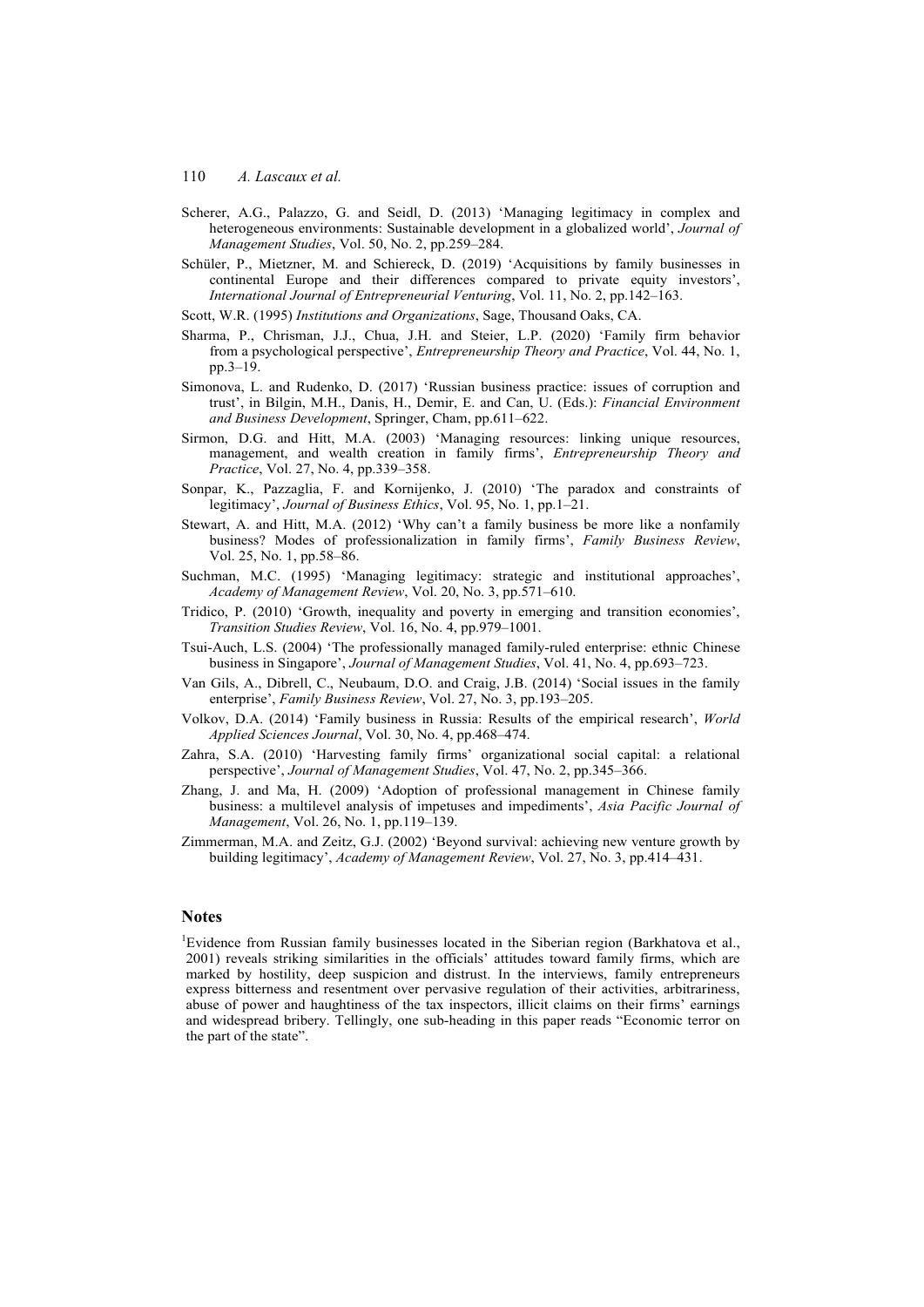Scherer, A.G., Palazzo, G. and Seidl, D. (2013) 'Managing legitimacy in complex and heterogeneous environments: Sustainable development in a globalized world', *Journal of Management Studies*, Vol. 50, No. 2, pp.259–284.

Schüler, P., Mietzner, M. and Schiereck, D. (2019) 'Acquisitions by family businesses in continental Europe and their differences compared to private equity investors', *International Journal of Entrepreneurial Venturing*, Vol. 11, No. 2, pp.142–163.

Scott, W.R. (1995) *Institutions and Organizations*, Sage, Thousand Oaks, CA.

Sharma, P., Chrisman, J.J., Chua, J.H. and Steier, L.P. (2020) 'Family firm behavior from a psychological perspective', *Entrepreneurship Theory and Practice*, Vol. 44, No. 1, pp.3–19.

Simonova, L. and Rudenko, D. (2017) 'Russian business practice: issues of corruption and trust', in Bilgin, M.H., Danis, H., Demir, E. and Can, U. (Eds.): *Financial Environment and Business Development*, Springer, Cham, pp.611–622.

Sirmon, D.G. and Hitt, M.A. (2003) 'Managing resources: linking unique resources, management, and wealth creation in family firms', *Entrepreneurship Theory and Practice*, Vol. 27, No. 4, pp.339–358.

Sonpar, K., Pazzaglia, F. and Kornijenko, J. (2010) 'The paradox and constraints of legitimacy', *Journal of Business Ethics*, Vol. 95, No. 1, pp.1–21.

Stewart, A. and Hitt, M.A. (2012) 'Why can't a family business be more like a nonfamily business? Modes of professionalization in family firms', *Family Business Review*, Vol. 25, No. 1, pp.58–86.

Suchman, M.C. (1995) 'Managing legitimacy: strategic and institutional approaches', *Academy of Management Review*, Vol. 20, No. 3, pp.571–610.

Tridico, P. (2010) 'Growth, inequality and poverty in emerging and transition economies', *Transition Studies Review*, Vol. 16, No. 4, pp.979–1001.

Tsui-Auch, L.S. (2004) 'The professionally managed family-ruled enterprise: ethnic Chinese business in Singapore', *Journal of Management Studies*, Vol. 41, No. 4, pp.693–723.

Van Gils, A., Dibrell, C., Neubaum, D.O. and Craig, J.B. (2014) 'Social issues in the family enterprise', *Family Business Review*, Vol. 27, No. 3, pp.193–205.

Volkov, D.A. (2014) 'Family business in Russia: Results of the empirical research', *World Applied Sciences Journal*, Vol. 30, No. 4, pp.468–474.

Zahra, S.A. (2010) 'Harvesting family firms' organizational social capital: a relational perspective', *Journal of Management Studies*, Vol. 47, No. 2, pp.345–366.

Zhang, J. and Ma, H. (2009) 'Adoption of professional management in Chinese family business: a multilevel analysis of impetuses and impediments', *Asia Pacific Journal of Management*, Vol. 26, No. 1, pp.119–139.

Zimmerman, M.A. and Zeitz, G.J. (2002) 'Beyond survival: achieving new venture growth by building legitimacy', *Academy of Management Review*, Vol. 27, No. 3, pp.414–431.

## Notes

[1]Evidence from Russian family businesses located in the Siberian region (Barkhatova et al., 2001) reveals striking similarities in the officials' attitudes toward family firms, which are marked by hostility, deep suspicion and distrust. In the interviews, family entrepreneurs express bitterness and resentment over pervasive regulation of their activities, arbitrariness, abuse of power and haughtiness of the tax inspectors, illicit claims on their firms' earnings and widespread bribery. Tellingly, one sub-heading in this paper reads "Economic terror on the part of the state".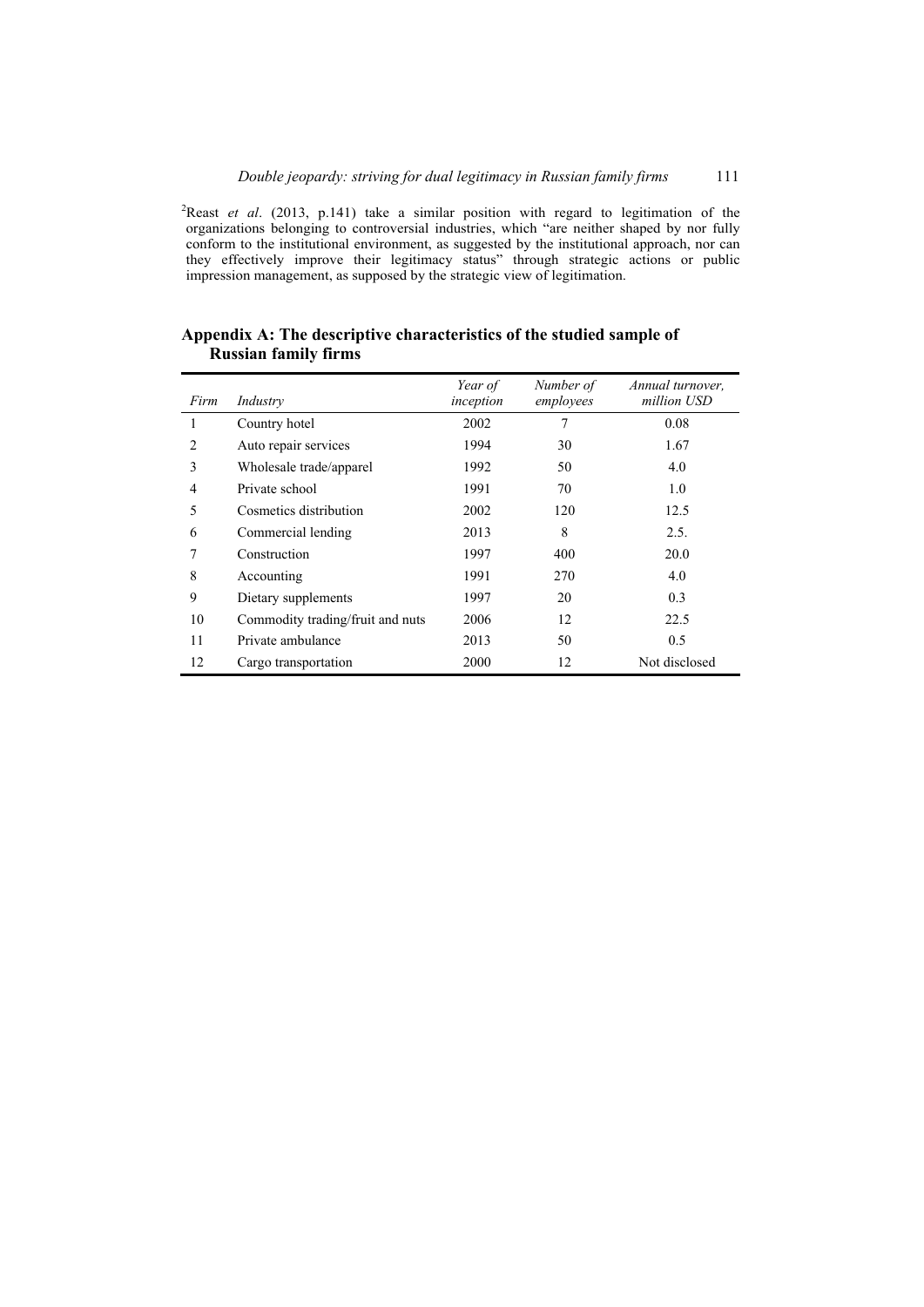[2]Reast *et al*. (2013, p.141) take a similar position with regard to legitimation of the organizations belonging to controversial industries, which "are neither shaped by nor fully conform to the institutional environment, as suggested by the institutional approach, nor can they effectively improve their legitimacy status" through strategic actions or public impression management, as supposed by the strategic view of legitimation.

## Appendix A: The descriptive characteristics of the studied sample of Russian family firms

| *Firm* | *Industry* | *Year of inception* | *Number of employees* | *Annual turnover, million USD* |
|---|---|---|---|---|
| 1 | Country hotel | 2002 | 7 | 0.08 |
| 2 | Auto repair services | 1994 | 30 | 1.67 |
| 3 | Wholesale trade/apparel | 1992 | 50 | 4.0 |
| 4 | Private school | 1991 | 70 | 1.0 |
| 5 | Cosmetics distribution | 2002 | 120 | 12.5 |
| 6 | Commercial lending | 2013 | 8 | 2.5. |
| 7 | Construction | 1997 | 400 | 20.0 |
| 8 | Accounting | 1991 | 270 | 4.0 |
| 9 | Dietary supplements | 1997 | 20 | 0.3 |
| 10 | Commodity trading/fruit and nuts | 2006 | 12 | 22.5 |
| 11 | Private ambulance | 2013 | 50 | 0.5 |
| 12 | Cargo transportation | 2000 | 12 | Not disclosed |